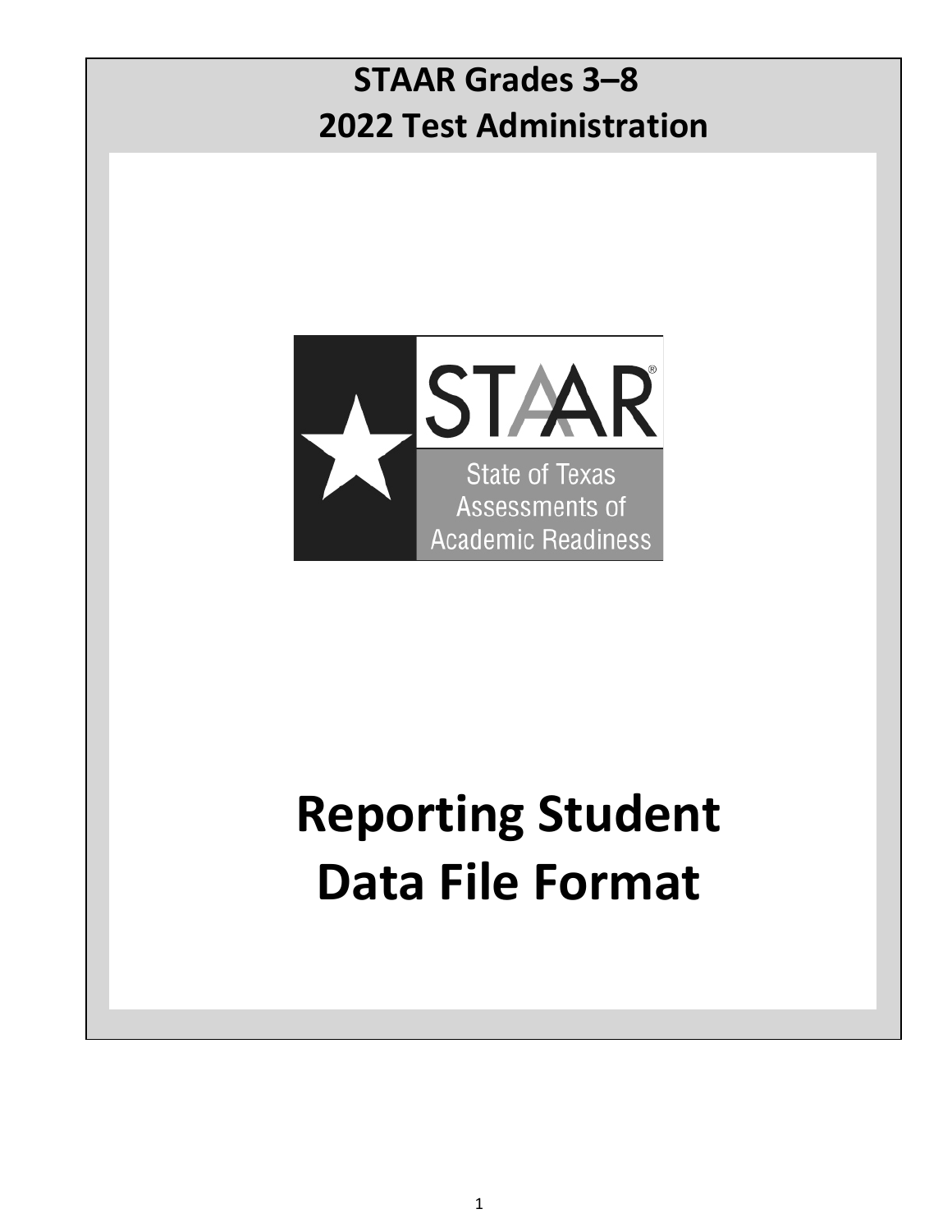# STAAR Grades 3–8
# 2022 Test Administration

STAAR®

State of Texas Assessments of Academic Readiness

# Reporting Student Data File Format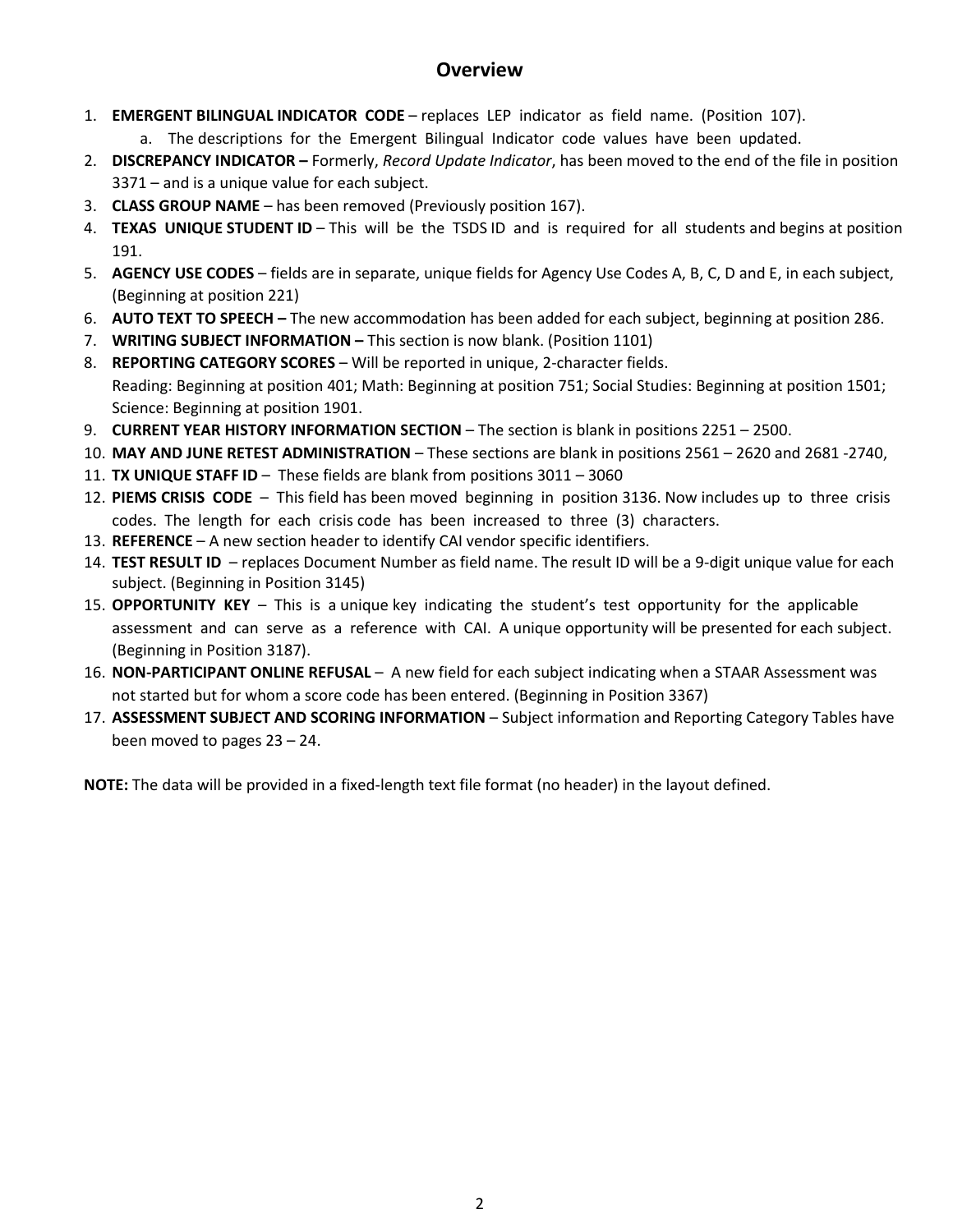## Overview

1. **EMERGENT BILINGUAL INDICATOR CODE** – replaces LEP indicator as field name. (Position 107).
   a. The descriptions for the Emergent Bilingual Indicator code values have been updated.
2. **DISCREPANCY INDICATOR –** Formerly, *Record Update Indicator*, has been moved to the end of the file in position 3371 – and is a unique value for each subject.
3. **CLASS GROUP NAME** – has been removed (Previously position 167).
4. **TEXAS UNIQUE STUDENT ID** – This will be the TSDS ID and is required for all students and begins at position 191.
5. **AGENCY USE CODES** – fields are in separate, unique fields for Agency Use Codes A, B, C, D and E, in each subject, (Beginning at position 221)
6. **AUTO TEXT TO SPEECH –** The new accommodation has been added for each subject, beginning at position 286.
7. **WRITING SUBJECT INFORMATION –** This section is now blank. (Position 1101)
8. **REPORTING CATEGORY SCORES** – Will be reported in unique, 2-character fields.
   Reading: Beginning at position 401; Math: Beginning at position 751; Social Studies: Beginning at position 1501; Science: Beginning at position 1901.
9. **CURRENT YEAR HISTORY INFORMATION SECTION** – The section is blank in positions 2251 – 2500.
10. **MAY AND JUNE RETEST ADMINISTRATION** – These sections are blank in positions 2561 – 2620 and 2681 -2740,
11. **TX UNIQUE STAFF ID** – These fields are blank from positions 3011 – 3060
12. **PIEMS CRISIS CODE** – This field has been moved beginning in position 3136. Now includes up to three crisis codes. The length for each crisis code has been increased to three (3) characters.
13. **REFERENCE** – A new section header to identify CAI vendor specific identifiers.
14. **TEST RESULT ID** – replaces Document Number as field name. The result ID will be a 9-digit unique value for each subject. (Beginning in Position 3145)
15. **OPPORTUNITY KEY** – This is a unique key indicating the student's test opportunity for the applicable assessment and can serve as a reference with CAI. A unique opportunity will be presented for each subject. (Beginning in Position 3187).
16. **NON-PARTICIPANT ONLINE REFUSAL** – A new field for each subject indicating when a STAAR Assessment was not started but for whom a score code has been entered. (Beginning in Position 3367)
17. **ASSESSMENT SUBJECT AND SCORING INFORMATION** – Subject information and Reporting Category Tables have been moved to pages 23 – 24.

**NOTE:** The data will be provided in a fixed-length text file format (no header) in the layout defined.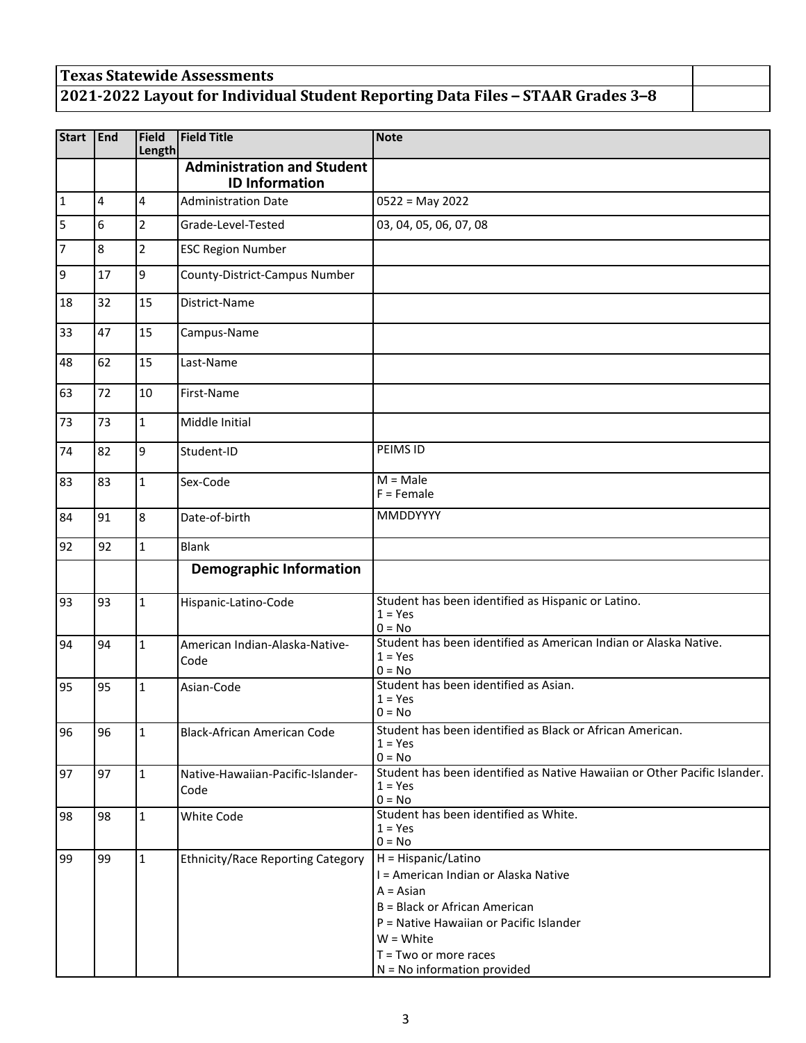## Texas Statewide Assessments

## 2021-2022 Layout for Individual Student Reporting Data Files – STAAR Grades 3–8

| Start | End | Field Length | Field Title | Note |
|---|---|---|---|---|
| | | | **Administration and Student ID Information** | |
| 1 | 4 | 4 | Administration Date | 0522 = May 2022 |
| 5 | 6 | 2 | Grade-Level-Tested | 03, 04, 05, 06, 07, 08 |
| 7 | 8 | 2 | ESC Region Number | |
| 9 | 17 | 9 | County-District-Campus Number | |
| 18 | 32 | 15 | District-Name | |
| 33 | 47 | 15 | Campus-Name | |
| 48 | 62 | 15 | Last-Name | |
| 63 | 72 | 10 | First-Name | |
| 73 | 73 | 1 | Middle Initial | |
| 74 | 82 | 9 | Student-ID | PEIMS ID |
| 83 | 83 | 1 | Sex-Code | M = Male<br>F = Female |
| 84 | 91 | 8 | Date-of-birth | MMDDYYYY |
| 92 | 92 | 1 | Blank | |
| | | | **Demographic Information** | |
| 93 | 93 | 1 | Hispanic-Latino-Code | Student has been identified as Hispanic or Latino.<br>1 = Yes<br>0 = No |
| 94 | 94 | 1 | American Indian-Alaska-Native-Code | Student has been identified as American Indian or Alaska Native.<br>1 = Yes<br>0 = No |
| 95 | 95 | 1 | Asian-Code | Student has been identified as Asian.<br>1 = Yes<br>0 = No |
| 96 | 96 | 1 | Black-African American Code | Student has been identified as Black or African American.<br>1 = Yes<br>0 = No |
| 97 | 97 | 1 | Native-Hawaiian-Pacific-Islander-Code | Student has been identified as Native Hawaiian or Other Pacific Islander.<br>1 = Yes<br>0 = No |
| 98 | 98 | 1 | White Code | Student has been identified as White.<br>1 = Yes<br>0 = No |
| 99 | 99 | 1 | Ethnicity/Race Reporting Category | H = Hispanic/Latino<br>I = American Indian or Alaska Native<br>A = Asian<br>B = Black or African American<br>P = Native Hawaiian or Pacific Islander<br>W = White<br>T = Two or more races<br>N = No information provided |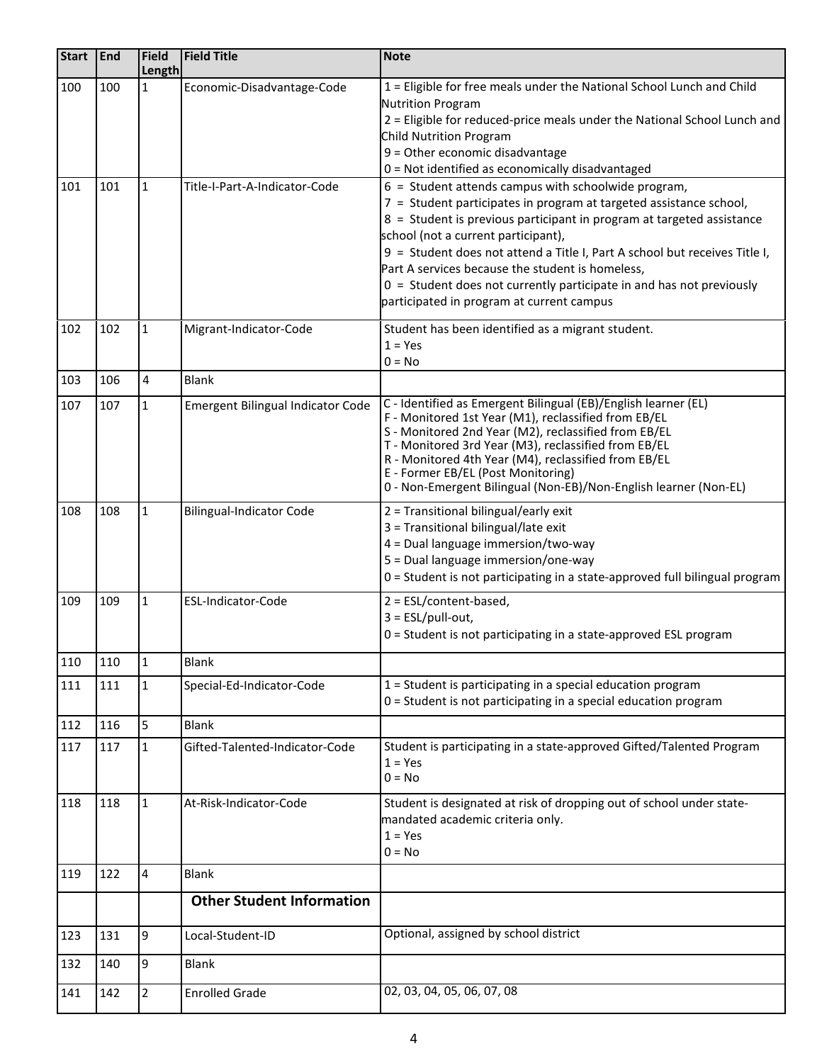| Start | End | Field Length | Field Title | Note |
|---|---|---|---|---|
| 100 | 100 | 1 | Economic-Disadvantage-Code | 1 = Eligible for free meals under the National School Lunch and Child Nutrition Program<br>2 = Eligible for reduced-price meals under the National School Lunch and Child Nutrition Program<br>9 = Other economic disadvantage<br>0 = Not identified as economically disadvantaged |
| 101 | 101 | 1 | Title-I-Part-A-Indicator-Code | 6 = Student attends campus with schoolwide program,<br>7 = Student participates in program at targeted assistance school,<br>8 = Student is previous participant in program at targeted assistance school (not a current participant),<br>9 = Student does not attend a Title I, Part A school but receives Title I, Part A services because the student is homeless,<br>0 = Student does not currently participate in and has not previously participated in program at current campus |
| 102 | 102 | 1 | Migrant-Indicator-Code | Student has been identified as a migrant student.<br>1 = Yes<br>0 = No |
| 103 | 106 | 4 | Blank | |
| 107 | 107 | 1 | Emergent Bilingual Indicator Code | C - Identified as Emergent Bilingual (EB)/English learner (EL)<br>F - Monitored 1st Year (M1), reclassified from EB/EL<br>S - Monitored 2nd Year (M2), reclassified from EB/EL<br>T - Monitored 3rd Year (M3), reclassified from EB/EL<br>R - Monitored 4th Year (M4), reclassified from EB/EL<br>E - Former EB/EL (Post Monitoring)<br>0 - Non-Emergent Bilingual (Non-EB)/Non-English learner (Non-EL) |
| 108 | 108 | 1 | Bilingual-Indicator Code | 2 = Transitional bilingual/early exit<br>3 = Transitional bilingual/late exit<br>4 = Dual language immersion/two-way<br>5 = Dual language immersion/one-way<br>0 = Student is not participating in a state-approved full bilingual program |
| 109 | 109 | 1 | ESL-Indicator-Code | 2 = ESL/content-based,<br>3 = ESL/pull-out,<br>0 = Student is not participating in a state-approved ESL program |
| 110 | 110 | 1 | Blank | |
| 111 | 111 | 1 | Special-Ed-Indicator-Code | 1 = Student is participating in a special education program<br>0 = Student is not participating in a special education program |
| 112 | 116 | 5 | Blank | |
| 117 | 117 | 1 | Gifted-Talented-Indicator-Code | Student is participating in a state-approved Gifted/Talented Program<br>1 = Yes<br>0 = No |
| 118 | 118 | 1 | At-Risk-Indicator-Code | Student is designated at risk of dropping out of school under state-mandated academic criteria only.<br>1 = Yes<br>0 = No |
| 119 | 122 | 4 | Blank | |
| | | | **Other Student Information** | |
| 123 | 131 | 9 | Local-Student-ID | Optional, assigned by school district |
| 132 | 140 | 9 | Blank | |
| 141 | 142 | 2 | Enrolled Grade | 02, 03, 04, 05, 06, 07, 08 |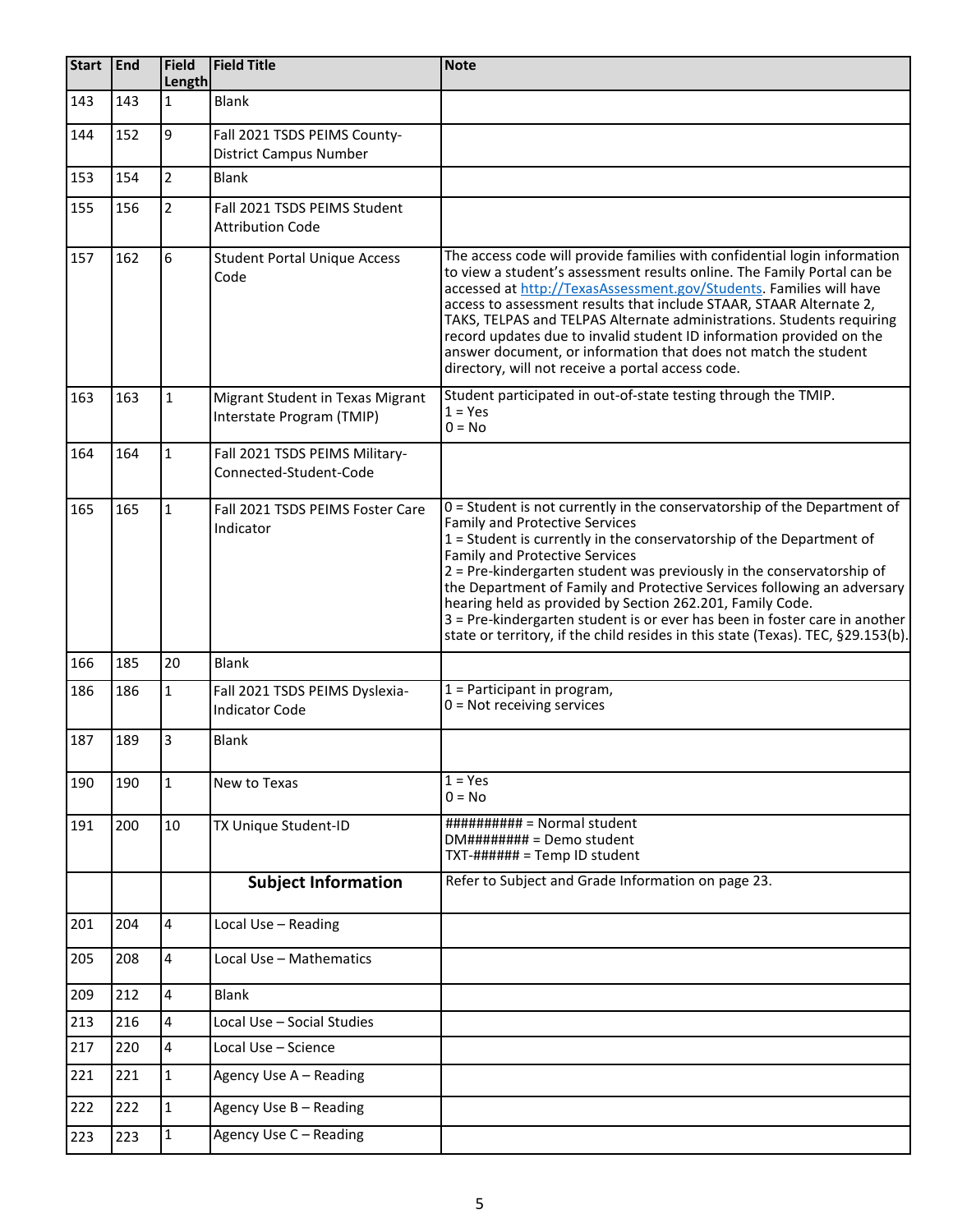| Start | End | Field Length | Field Title | Note |
|---|---|---|---|---|
| 143 | 143 | 1 | Blank | |
| 144 | 152 | 9 | Fall 2021 TSDS PEIMS County-District Campus Number | |
| 153 | 154 | 2 | Blank | |
| 155 | 156 | 2 | Fall 2021 TSDS PEIMS Student Attribution Code | |
| 157 | 162 | 6 | Student Portal Unique Access Code | The access code will provide families with confidential login information to view a student's assessment results online. The Family Portal can be accessed at [http://TexasAssessment.gov/Students](http://TexasAssessment.gov/Students). Families will have access to assessment results that include STAAR, STAAR Alternate 2, TAKS, TELPAS and TELPAS Alternate administrations. Students requiring record updates due to invalid student ID information provided on the answer document, or information that does not match the student directory, will not receive a portal access code. |
| 163 | 163 | 1 | Migrant Student in Texas Migrant Interstate Program (TMIP) | Student participated in out-of-state testing through the TMIP.<br>1 = Yes<br>0 = No |
| 164 | 164 | 1 | Fall 2021 TSDS PEIMS Military-Connected-Student-Code | |
| 165 | 165 | 1 | Fall 2021 TSDS PEIMS Foster Care Indicator | 0 = Student is not currently in the conservatorship of the Department of Family and Protective Services<br>1 = Student is currently in the conservatorship of the Department of Family and Protective Services<br>2 = Pre-kindergarten student was previously in the conservatorship of the Department of Family and Protective Services following an adversary hearing held as provided by Section 262.201, Family Code.<br>3 = Pre-kindergarten student is or ever has been in foster care in another state or territory, if the child resides in this state (Texas). TEC, §29.153(b). |
| 166 | 185 | 20 | Blank | |
| 186 | 186 | 1 | Fall 2021 TSDS PEIMS Dyslexia-Indicator Code | 1 = Participant in program,<br>0 = Not receiving services |
| 187 | 189 | 3 | Blank | |
| 190 | 190 | 1 | New to Texas | 1 = Yes<br>0 = No |
| 191 | 200 | 10 | TX Unique Student-ID | ########## = Normal student<br>DM######## = Demo student<br>TXT-###### = Temp ID student |
| | | | **Subject Information** | Refer to Subject and Grade Information on page 23. |
| 201 | 204 | 4 | Local Use – Reading | |
| 205 | 208 | 4 | Local Use – Mathematics | |
| 209 | 212 | 4 | Blank | |
| 213 | 216 | 4 | Local Use – Social Studies | |
| 217 | 220 | 4 | Local Use – Science | |
| 221 | 221 | 1 | Agency Use A – Reading | |
| 222 | 222 | 1 | Agency Use B – Reading | |
| 223 | 223 | 1 | Agency Use C – Reading | |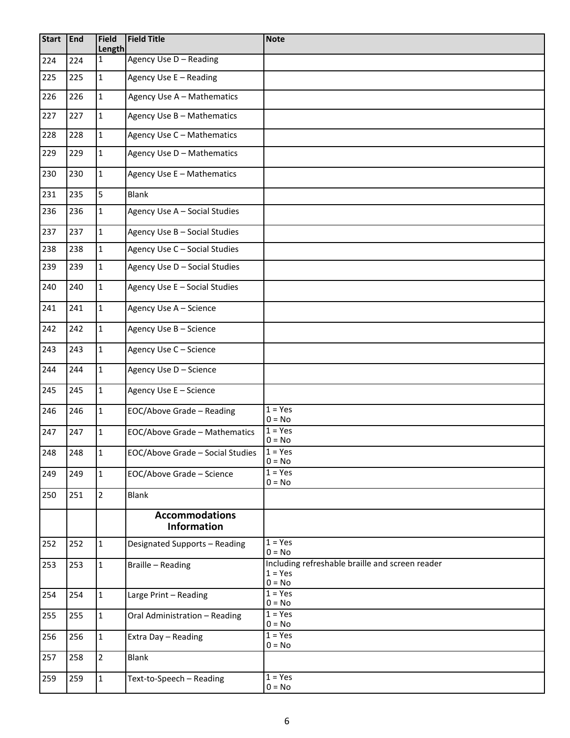| Start | End | Field Length | Field Title | Note |
|---|---|---|---|---|
| 224 | 224 | 1 | Agency Use D – Reading | |
| 225 | 225 | 1 | Agency Use E – Reading | |
| 226 | 226 | 1 | Agency Use A – Mathematics | |
| 227 | 227 | 1 | Agency Use B – Mathematics | |
| 228 | 228 | 1 | Agency Use C – Mathematics | |
| 229 | 229 | 1 | Agency Use D – Mathematics | |
| 230 | 230 | 1 | Agency Use E – Mathematics | |
| 231 | 235 | 5 | Blank | |
| 236 | 236 | 1 | Agency Use A – Social Studies | |
| 237 | 237 | 1 | Agency Use B – Social Studies | |
| 238 | 238 | 1 | Agency Use C – Social Studies | |
| 239 | 239 | 1 | Agency Use D – Social Studies | |
| 240 | 240 | 1 | Agency Use E – Social Studies | |
| 241 | 241 | 1 | Agency Use A – Science | |
| 242 | 242 | 1 | Agency Use B – Science | |
| 243 | 243 | 1 | Agency Use C – Science | |
| 244 | 244 | 1 | Agency Use D – Science | |
| 245 | 245 | 1 | Agency Use E – Science | |
| 246 | 246 | 1 | EOC/Above Grade – Reading | 1 = Yes<br>0 = No |
| 247 | 247 | 1 | EOC/Above Grade – Mathematics | 1 = Yes<br>0 = No |
| 248 | 248 | 1 | EOC/Above Grade – Social Studies | 1 = Yes<br>0 = No |
| 249 | 249 | 1 | EOC/Above Grade – Science | 1 = Yes<br>0 = No |
| 250 | 251 | 2 | Blank | |
| | | | **Accommodations Information** | |
| 252 | 252 | 1 | Designated Supports – Reading | 1 = Yes<br>0 = No |
| 253 | 253 | 1 | Braille – Reading | Including refreshable braille and screen reader<br>1 = Yes<br>0 = No |
| 254 | 254 | 1 | Large Print – Reading | 1 = Yes<br>0 = No |
| 255 | 255 | 1 | Oral Administration – Reading | 1 = Yes<br>0 = No |
| 256 | 256 | 1 | Extra Day – Reading | 1 = Yes<br>0 = No |
| 257 | 258 | 2 | Blank | |
| 259 | 259 | 1 | Text-to-Speech – Reading | 1 = Yes<br>0 = No |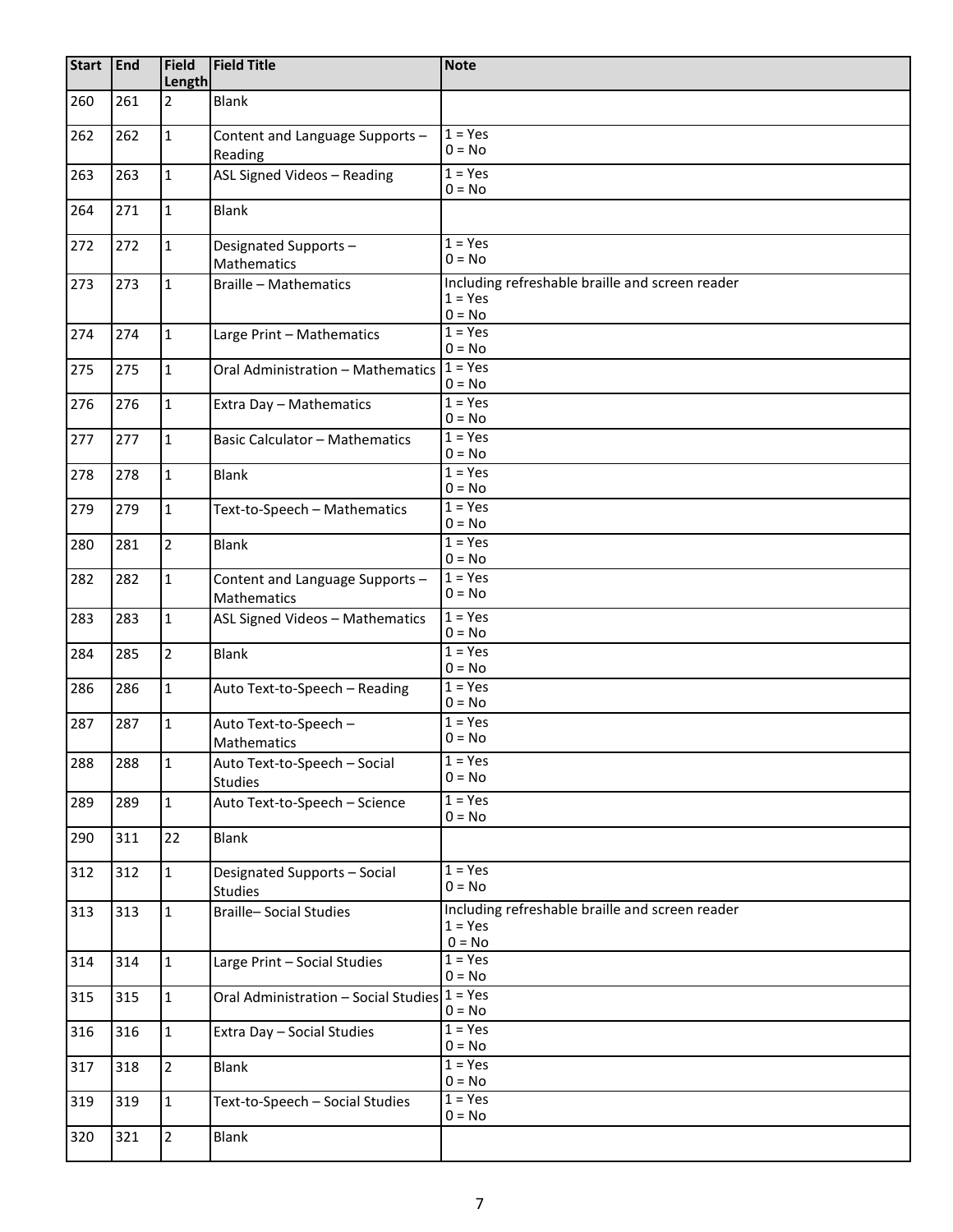| Start | End | Field Length | Field Title | Note |
|---|---|---|---|---|
| 260 | 261 | 2 | Blank | |
| 262 | 262 | 1 | Content and Language Supports – Reading | 1 = Yes<br>0 = No |
| 263 | 263 | 1 | ASL Signed Videos – Reading | 1 = Yes<br>0 = No |
| 264 | 271 | 1 | Blank | |
| 272 | 272 | 1 | Designated Supports – Mathematics | 1 = Yes<br>0 = No |
| 273 | 273 | 1 | Braille – Mathematics | Including refreshable braille and screen reader<br>1 = Yes<br>0 = No |
| 274 | 274 | 1 | Large Print – Mathematics | 1 = Yes<br>0 = No |
| 275 | 275 | 1 | Oral Administration – Mathematics | 1 = Yes<br>0 = No |
| 276 | 276 | 1 | Extra Day – Mathematics | 1 = Yes<br>0 = No |
| 277 | 277 | 1 | Basic Calculator – Mathematics | 1 = Yes<br>0 = No |
| 278 | 278 | 1 | Blank | 1 = Yes<br>0 = No |
| 279 | 279 | 1 | Text-to-Speech – Mathematics | 1 = Yes<br>0 = No |
| 280 | 281 | 2 | Blank | 1 = Yes<br>0 = No |
| 282 | 282 | 1 | Content and Language Supports – Mathematics | 1 = Yes<br>0 = No |
| 283 | 283 | 1 | ASL Signed Videos – Mathematics | 1 = Yes<br>0 = No |
| 284 | 285 | 2 | Blank | 1 = Yes<br>0 = No |
| 286 | 286 | 1 | Auto Text-to-Speech – Reading | 1 = Yes<br>0 = No |
| 287 | 287 | 1 | Auto Text-to-Speech – Mathematics | 1 = Yes<br>0 = No |
| 288 | 288 | 1 | Auto Text-to-Speech – Social Studies | 1 = Yes<br>0 = No |
| 289 | 289 | 1 | Auto Text-to-Speech – Science | 1 = Yes<br>0 = No |
| 290 | 311 | 22 | Blank | |
| 312 | 312 | 1 | Designated Supports – Social Studies | 1 = Yes<br>0 = No |
| 313 | 313 | 1 | Braille– Social Studies | Including refreshable braille and screen reader<br>1 = Yes<br>0 = No |
| 314 | 314 | 1 | Large Print – Social Studies | 1 = Yes<br>0 = No |
| 315 | 315 | 1 | Oral Administration – Social Studies | 1 = Yes<br>0 = No |
| 316 | 316 | 1 | Extra Day – Social Studies | 1 = Yes<br>0 = No |
| 317 | 318 | 2 | Blank | 1 = Yes<br>0 = No |
| 319 | 319 | 1 | Text-to-Speech – Social Studies | 1 = Yes<br>0 = No |
| 320 | 321 | 2 | Blank | |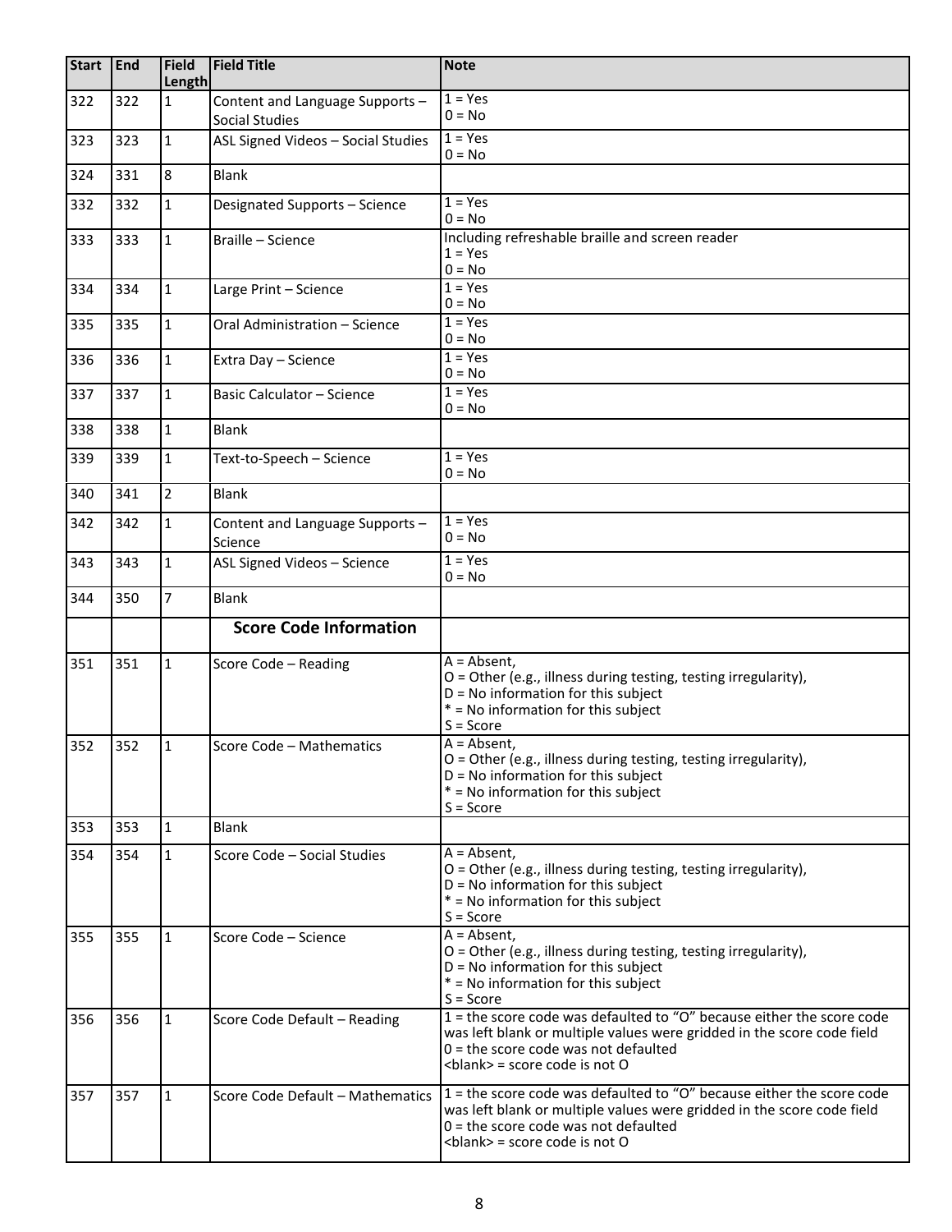| Start | End | Field Length | Field Title | Note |
|---|---|---|---|---|
| 322 | 322 | 1 | Content and Language Supports – Social Studies | 1 = Yes<br>0 = No |
| 323 | 323 | 1 | ASL Signed Videos – Social Studies | 1 = Yes<br>0 = No |
| 324 | 331 | 8 | Blank | |
| 332 | 332 | 1 | Designated Supports – Science | 1 = Yes<br>0 = No |
| 333 | 333 | 1 | Braille – Science | Including refreshable braille and screen reader<br>1 = Yes<br>0 = No |
| 334 | 334 | 1 | Large Print – Science | 1 = Yes<br>0 = No |
| 335 | 335 | 1 | Oral Administration – Science | 1 = Yes<br>0 = No |
| 336 | 336 | 1 | Extra Day – Science | 1 = Yes<br>0 = No |
| 337 | 337 | 1 | Basic Calculator – Science | 1 = Yes<br>0 = No |
| 338 | 338 | 1 | Blank | |
| 339 | 339 | 1 | Text-to-Speech – Science | 1 = Yes<br>0 = No |
| 340 | 341 | 2 | Blank | |
| 342 | 342 | 1 | Content and Language Supports – Science | 1 = Yes<br>0 = No |
| 343 | 343 | 1 | ASL Signed Videos – Science | 1 = Yes<br>0 = No |
| 344 | 350 | 7 | Blank | |
| | | | **Score Code Information** | |
| 351 | 351 | 1 | Score Code – Reading | A = Absent,<br>O = Other (e.g., illness during testing, testing irregularity),<br>D = No information for this subject<br>* = No information for this subject<br>S = Score |
| 352 | 352 | 1 | Score Code – Mathematics | A = Absent,<br>O = Other (e.g., illness during testing, testing irregularity),<br>D = No information for this subject<br>* = No information for this subject<br>S = Score |
| 353 | 353 | 1 | Blank | |
| 354 | 354 | 1 | Score Code – Social Studies | A = Absent,<br>O = Other (e.g., illness during testing, testing irregularity),<br>D = No information for this subject<br>* = No information for this subject<br>S = Score |
| 355 | 355 | 1 | Score Code – Science | A = Absent,<br>O = Other (e.g., illness during testing, testing irregularity),<br>D = No information for this subject<br>* = No information for this subject<br>S = Score |
| 356 | 356 | 1 | Score Code Default – Reading | 1 = the score code was defaulted to "O" because either the score code was left blank or multiple values were gridded in the score code field<br>0 = the score code was not defaulted<br>&lt;blank&gt; = score code is not O |
| 357 | 357 | 1 | Score Code Default – Mathematics | 1 = the score code was defaulted to "O" because either the score code was left blank or multiple values were gridded in the score code field<br>0 = the score code was not defaulted<br>&lt;blank&gt; = score code is not O |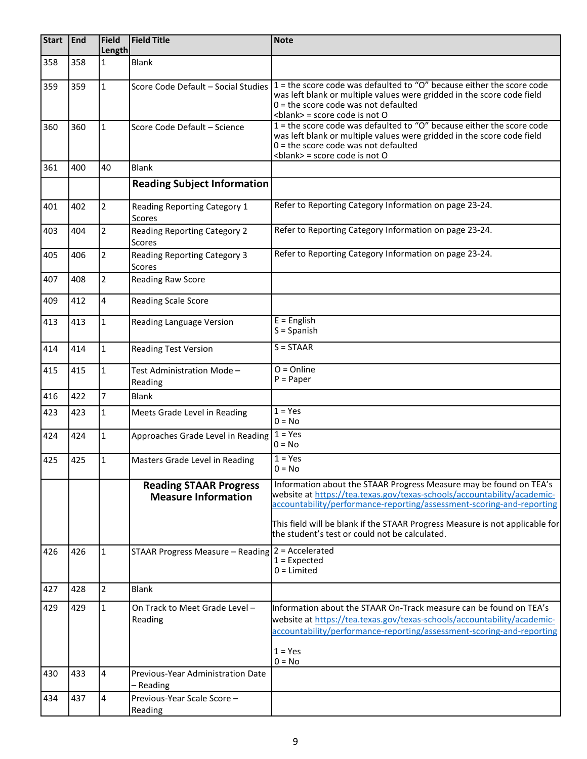| Start | End | Field Length | Field Title | Note |
|---|---|---|---|---|
| 358 | 358 | 1 | Blank | |
| 359 | 359 | 1 | Score Code Default – Social Studies | 1 = the score code was defaulted to "O" because either the score code was left blank or multiple values were gridded in the score code field<br>0 = the score code was not defaulted<br><blank> = score code is not O |
| 360 | 360 | 1 | Score Code Default – Science | 1 = the score code was defaulted to "O" because either the score code was left blank or multiple values were gridded in the score code field<br>0 = the score code was not defaulted<br><blank> = score code is not O |
| 361 | 400 | 40 | Blank | |
| | | | **Reading Subject Information** | |
| 401 | 402 | 2 | Reading Reporting Category 1 Scores | Refer to Reporting Category Information on page 23-24. |
| 403 | 404 | 2 | Reading Reporting Category 2 Scores | Refer to Reporting Category Information on page 23-24. |
| 405 | 406 | 2 | Reading Reporting Category 3 Scores | Refer to Reporting Category Information on page 23-24. |
| 407 | 408 | 2 | Reading Raw Score | |
| 409 | 412 | 4 | Reading Scale Score | |
| 413 | 413 | 1 | Reading Language Version | E = English<br>S = Spanish |
| 414 | 414 | 1 | Reading Test Version | S = STAAR |
| 415 | 415 | 1 | Test Administration Mode – Reading | O = Online<br>P = Paper |
| 416 | 422 | 7 | Blank | |
| 423 | 423 | 1 | Meets Grade Level in Reading | 1 = Yes<br>0 = No |
| 424 | 424 | 1 | Approaches Grade Level in Reading | 1 = Yes<br>0 = No |
| 425 | 425 | 1 | Masters Grade Level in Reading | 1 = Yes<br>0 = No |
| | | | **Reading STAAR Progress Measure Information** | Information about the STAAR Progress Measure may be found on TEA's website at https://tea.texas.gov/texas-schools/accountability/academic-accountability/performance-reporting/assessment-scoring-and-reporting<br><br>This field will be blank if the STAAR Progress Measure is not applicable for the student's test or could not be calculated. |
| 426 | 426 | 1 | STAAR Progress Measure – Reading | 2 = Accelerated<br>1 = Expected<br>0 = Limited |
| 427 | 428 | 2 | Blank | |
| 429 | 429 | 1 | On Track to Meet Grade Level – Reading | Information about the STAAR On-Track measure can be found on TEA's website at https://tea.texas.gov/texas-schools/accountability/academic-accountability/performance-reporting/assessment-scoring-and-reporting<br><br>1 = Yes<br>0 = No |
| 430 | 433 | 4 | Previous-Year Administration Date – Reading | |
| 434 | 437 | 4 | Previous-Year Scale Score – Reading | |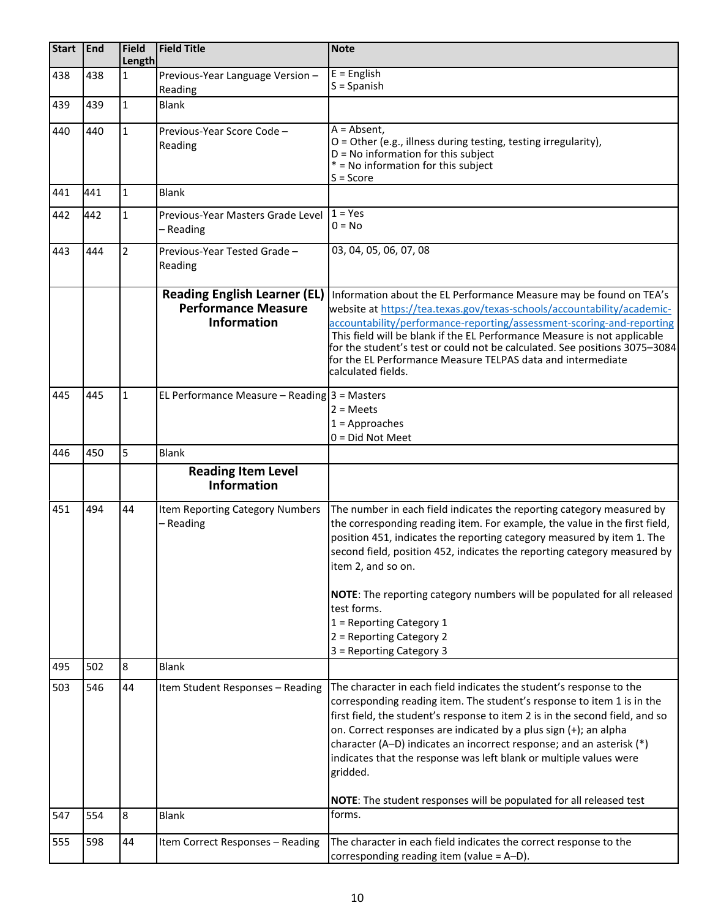| Start | End | Field Length | Field Title | Note |
|---|---|---|---|---|
| 438 | 438 | 1 | Previous-Year Language Version – Reading | E = English<br>S = Spanish |
| 439 | 439 | 1 | Blank | |
| 440 | 440 | 1 | Previous-Year Score Code – Reading | A = Absent,<br>O = Other (e.g., illness during testing, testing irregularity),<br>D = No information for this subject<br>* = No information for this subject<br>S = Score |
| 441 | 441 | 1 | Blank | |
| 442 | 442 | 1 | Previous-Year Masters Grade Level – Reading | 1 = Yes<br>0 = No |
| 443 | 444 | 2 | Previous-Year Tested Grade – Reading | 03, 04, 05, 06, 07, 08 |
| | | | **Reading English Learner (EL) Performance Measure Information** | Information about the EL Performance Measure may be found on TEA's website at https://tea.texas.gov/texas-schools/accountability/academic-accountability/performance-reporting/assessment-scoring-and-reporting This field will be blank if the EL Performance Measure is not applicable for the student's test or could not be calculated. See positions 3075–3084 for the EL Performance Measure TELPAS data and intermediate calculated fields. |
| 445 | 445 | 1 | EL Performance Measure – Reading | 3 = Masters<br>2 = Meets<br>1 = Approaches<br>0 = Did Not Meet |
| 446 | 450 | 5 | Blank | |
| | | | **Reading Item Level Information** | |
| 451 | 494 | 44 | Item Reporting Category Numbers – Reading | The number in each field indicates the reporting category measured by the corresponding reading item. For example, the value in the first field, position 451, indicates the reporting category measured by item 1. The second field, position 452, indicates the reporting category measured by item 2, and so on.<br><br>**NOTE**: The reporting category numbers will be populated for all released test forms.<br>1 = Reporting Category 1<br>2 = Reporting Category 2<br>3 = Reporting Category 3 |
| 495 | 502 | 8 | Blank | |
| 503 | 546 | 44 | Item Student Responses – Reading | The character in each field indicates the student's response to the corresponding reading item. The student's response to item 1 is in the first field, the student's response to item 2 is in the second field, and so on. Correct responses are indicated by a plus sign (+); an alpha character (A–D) indicates an incorrect response; and an asterisk (*) indicates that the response was left blank or multiple values were gridded.<br><br>**NOTE**: The student responses will be populated for all released test forms. |
| 547 | 554 | 8 | Blank | |
| 555 | 598 | 44 | Item Correct Responses – Reading | The character in each field indicates the correct response to the corresponding reading item (value = A–D). |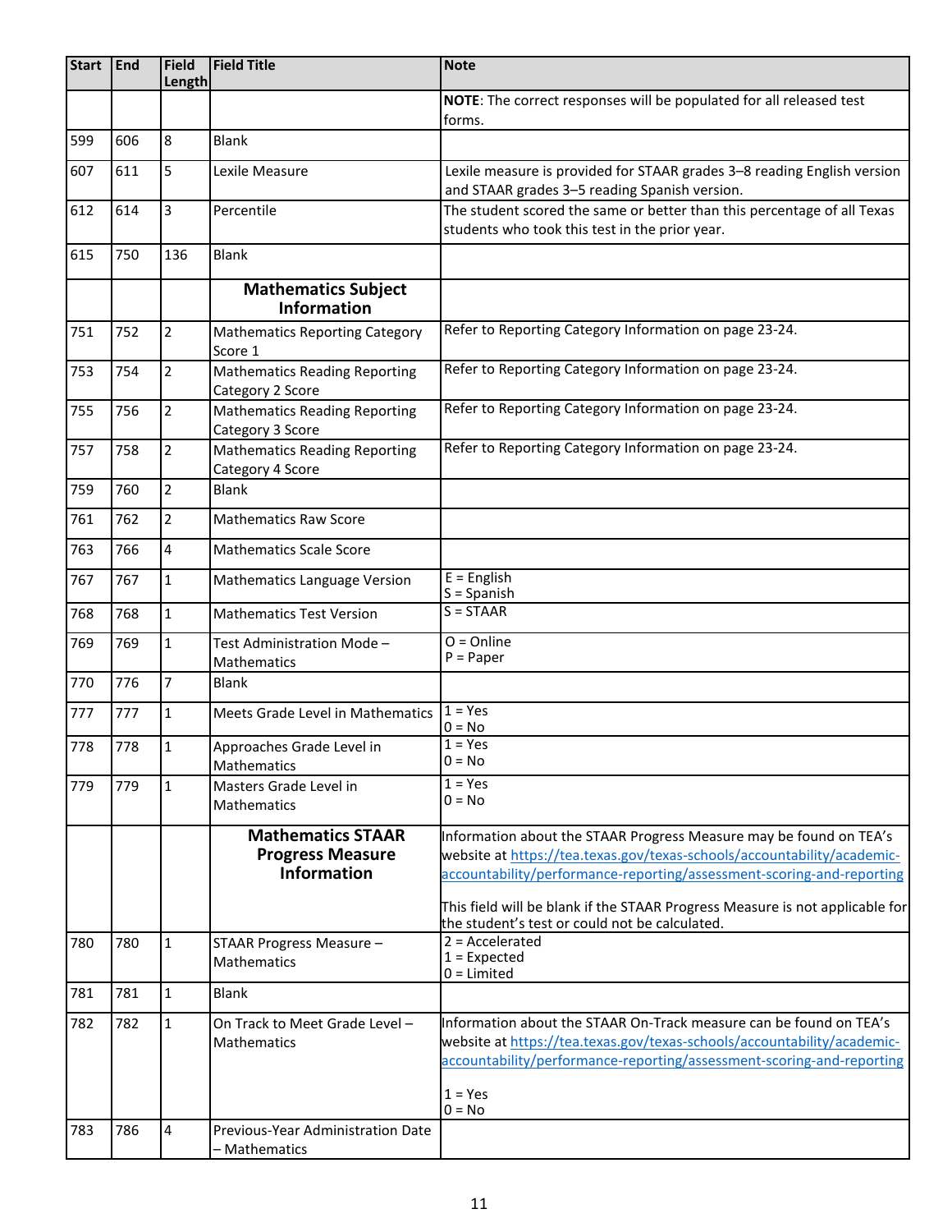| Start | End | Field Length | Field Title | Note |
|---|---|---|---|---|
| | | | | **NOTE**: The correct responses will be populated for all released test forms. |
| 599 | 606 | 8 | Blank | |
| 607 | 611 | 5 | Lexile Measure | Lexile measure is provided for STAAR grades 3–8 reading English version and STAAR grades 3–5 reading Spanish version. |
| 612 | 614 | 3 | Percentile | The student scored the same or better than this percentage of all Texas students who took this test in the prior year. |
| 615 | 750 | 136 | Blank | |
| | | | **Mathematics Subject Information** | |
| 751 | 752 | 2 | Mathematics Reporting Category Score 1 | Refer to Reporting Category Information on page 23-24. |
| 753 | 754 | 2 | Mathematics Reading Reporting Category 2 Score | Refer to Reporting Category Information on page 23-24. |
| 755 | 756 | 2 | Mathematics Reading Reporting Category 3 Score | Refer to Reporting Category Information on page 23-24. |
| 757 | 758 | 2 | Mathematics Reading Reporting Category 4 Score | Refer to Reporting Category Information on page 23-24. |
| 759 | 760 | 2 | Blank | |
| 761 | 762 | 2 | Mathematics Raw Score | |
| 763 | 766 | 4 | Mathematics Scale Score | |
| 767 | 767 | 1 | Mathematics Language Version | E = English<br>S = Spanish |
| 768 | 768 | 1 | Mathematics Test Version | S = STAAR |
| 769 | 769 | 1 | Test Administration Mode – Mathematics | O = Online<br>P = Paper |
| 770 | 776 | 7 | Blank | |
| 777 | 777 | 1 | Meets Grade Level in Mathematics | 1 = Yes<br>0 = No |
| 778 | 778 | 1 | Approaches Grade Level in Mathematics | 1 = Yes<br>0 = No |
| 779 | 779 | 1 | Masters Grade Level in Mathematics | 1 = Yes<br>0 = No |
| | | | **Mathematics STAAR Progress Measure Information** | Information about the STAAR Progress Measure may be found on TEA's website at https://tea.texas.gov/texas-schools/accountability/academic-accountability/performance-reporting/assessment-scoring-and-reporting<br><br>This field will be blank if the STAAR Progress Measure is not applicable for the student's test or could not be calculated. |
| 780 | 780 | 1 | STAAR Progress Measure – Mathematics | 2 = Accelerated<br>1 = Expected<br>0 = Limited |
| 781 | 781 | 1 | Blank | |
| 782 | 782 | 1 | On Track to Meet Grade Level – Mathematics | Information about the STAAR On-Track measure can be found on TEA's website at https://tea.texas.gov/texas-schools/accountability/academic-accountability/performance-reporting/assessment-scoring-and-reporting<br><br>1 = Yes<br>0 = No |
| 783 | 786 | 4 | Previous-Year Administration Date – Mathematics | |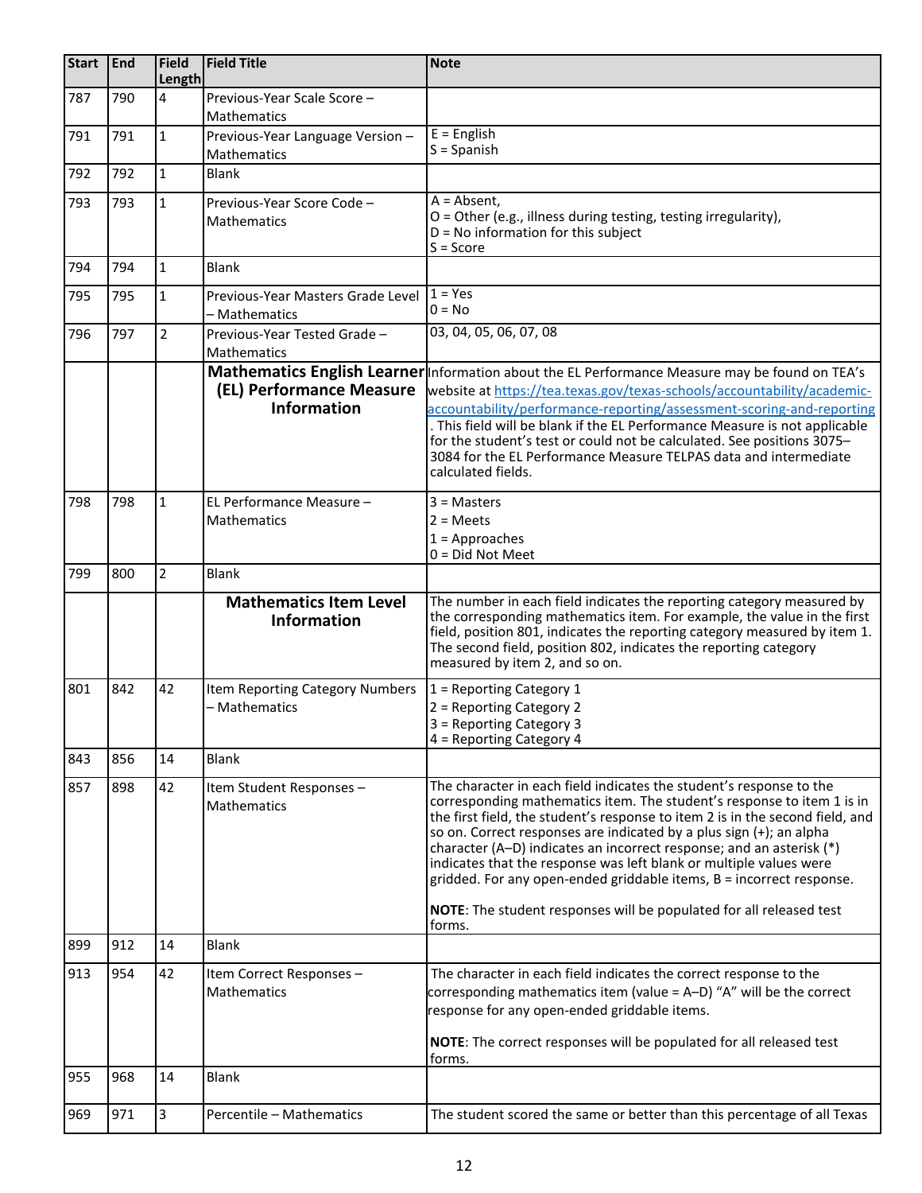| Start | End | Field Length | Field Title | Note |
|---|---|---|---|---|
| 787 | 790 | 4 | Previous-Year Scale Score – Mathematics | |
| 791 | 791 | 1 | Previous-Year Language Version – Mathematics | E = English<br>S = Spanish |
| 792 | 792 | 1 | Blank | |
| 793 | 793 | 1 | Previous-Year Score Code – Mathematics | A = Absent,<br>O = Other (e.g., illness during testing, testing irregularity),<br>D = No information for this subject<br>S = Score |
| 794 | 794 | 1 | Blank | |
| 795 | 795 | 1 | Previous-Year Masters Grade Level – Mathematics | 1 = Yes<br>0 = No |
| 796 | 797 | 2 | Previous-Year Tested Grade – Mathematics | 03, 04, 05, 06, 07, 08 |
| | | | **Mathematics English Learner (EL) Performance Measure Information** | Information about the EL Performance Measure may be found on TEA's website at https://tea.texas.gov/texas-schools/accountability/academic-accountability/performance-reporting/assessment-scoring-and-reporting. This field will be blank if the EL Performance Measure is not applicable for the student's test or could not be calculated. See positions 3075–3084 for the EL Performance Measure TELPAS data and intermediate calculated fields. |
| 798 | 798 | 1 | EL Performance Measure – Mathematics | 3 = Masters<br>2 = Meets<br>1 = Approaches<br>0 = Did Not Meet |
| 799 | 800 | 2 | Blank | |
| | | | **Mathematics Item Level Information** | The number in each field indicates the reporting category measured by the corresponding mathematics item. For example, the value in the first field, position 801, indicates the reporting category measured by item 1. The second field, position 802, indicates the reporting category measured by item 2, and so on. |
| 801 | 842 | 42 | Item Reporting Category Numbers – Mathematics | 1 = Reporting Category 1<br>2 = Reporting Category 2<br>3 = Reporting Category 3<br>4 = Reporting Category 4 |
| 843 | 856 | 14 | Blank | |
| 857 | 898 | 42 | Item Student Responses – Mathematics | The character in each field indicates the student's response to the corresponding mathematics item. The student's response to item 1 is in the first field, the student's response to item 2 is in the second field, and so on. Correct responses are indicated by a plus sign (+); an alpha character (A–D) indicates an incorrect response; and an asterisk (*) indicates that the response was left blank or multiple values were gridded. For any open-ended griddable items, B = incorrect response.<br><br>**NOTE**: The student responses will be populated for all released test forms. |
| 899 | 912 | 14 | Blank | |
| 913 | 954 | 42 | Item Correct Responses – Mathematics | The character in each field indicates the correct response to the corresponding mathematics item (value = A–D) "A" will be the correct response for any open-ended griddable items.<br><br>**NOTE**: The correct responses will be populated for all released test forms. |
| 955 | 968 | 14 | Blank | |
| 969 | 971 | 3 | Percentile – Mathematics | The student scored the same or better than this percentage of all Texas |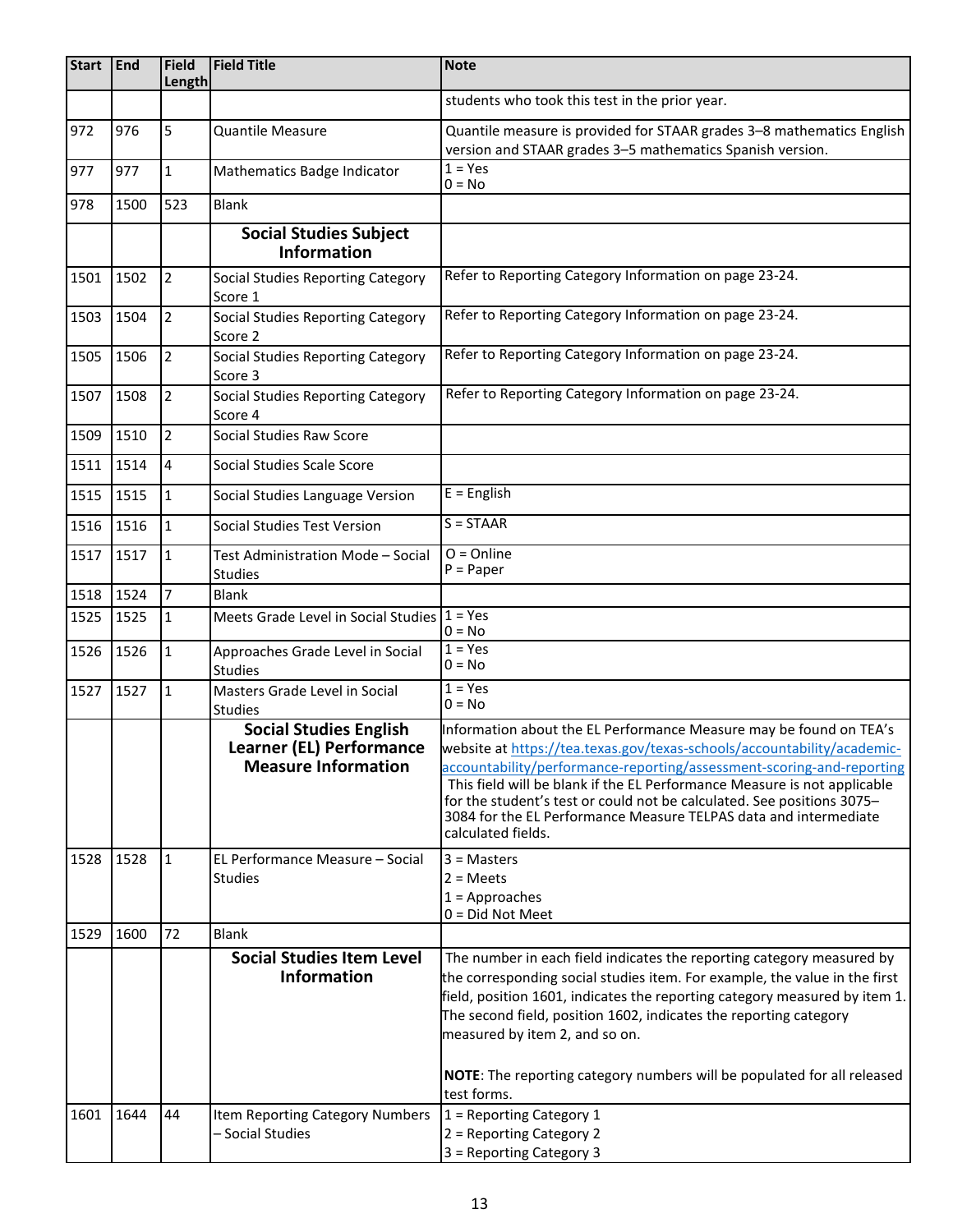| Start | End | Field Length | Field Title | Note |
|---|---|---|---|---|
| | | | | students who took this test in the prior year. |
| 972 | 976 | 5 | Quantile Measure | Quantile measure is provided for STAAR grades 3–8 mathematics English version and STAAR grades 3–5 mathematics Spanish version. |
| 977 | 977 | 1 | Mathematics Badge Indicator | 1 = Yes<br>0 = No |
| 978 | 1500 | 523 | Blank | |
| | | | **Social Studies Subject Information** | |
| 1501 | 1502 | 2 | Social Studies Reporting Category Score 1 | Refer to Reporting Category Information on page 23-24. |
| 1503 | 1504 | 2 | Social Studies Reporting Category Score 2 | Refer to Reporting Category Information on page 23-24. |
| 1505 | 1506 | 2 | Social Studies Reporting Category Score 3 | Refer to Reporting Category Information on page 23-24. |
| 1507 | 1508 | 2 | Social Studies Reporting Category Score 4 | Refer to Reporting Category Information on page 23-24. |
| 1509 | 1510 | 2 | Social Studies Raw Score | |
| 1511 | 1514 | 4 | Social Studies Scale Score | |
| 1515 | 1515 | 1 | Social Studies Language Version | E = English |
| 1516 | 1516 | 1 | Social Studies Test Version | S = STAAR |
| 1517 | 1517 | 1 | Test Administration Mode – Social Studies | O = Online<br>P = Paper |
| 1518 | 1524 | 7 | Blank | |
| 1525 | 1525 | 1 | Meets Grade Level in Social Studies | 1 = Yes<br>0 = No |
| 1526 | 1526 | 1 | Approaches Grade Level in Social Studies | 1 = Yes<br>0 = No |
| 1527 | 1527 | 1 | Masters Grade Level in Social Studies | 1 = Yes<br>0 = No |
| | | | **Social Studies English Learner (EL) Performance Measure Information** | Information about the EL Performance Measure may be found on TEA's website at https://tea.texas.gov/texas-schools/accountability/academic-accountability/performance-reporting/assessment-scoring-and-reporting This field will be blank if the EL Performance Measure is not applicable for the student's test or could not be calculated. See positions 3075–3084 for the EL Performance Measure TELPAS data and intermediate calculated fields. |
| 1528 | 1528 | 1 | EL Performance Measure – Social Studies | 3 = Masters<br>2 = Meets<br>1 = Approaches<br>0 = Did Not Meet |
| 1529 | 1600 | 72 | Blank | |
| | | | **Social Studies Item Level Information** | The number in each field indicates the reporting category measured by the corresponding social studies item. For example, the value in the first field, position 1601, indicates the reporting category measured by item 1. The second field, position 1602, indicates the reporting category measured by item 2, and so on.<br><br>**NOTE**: The reporting category numbers will be populated for all released test forms. |
| 1601 | 1644 | 44 | Item Reporting Category Numbers – Social Studies | 1 = Reporting Category 1<br>2 = Reporting Category 2<br>3 = Reporting Category 3 |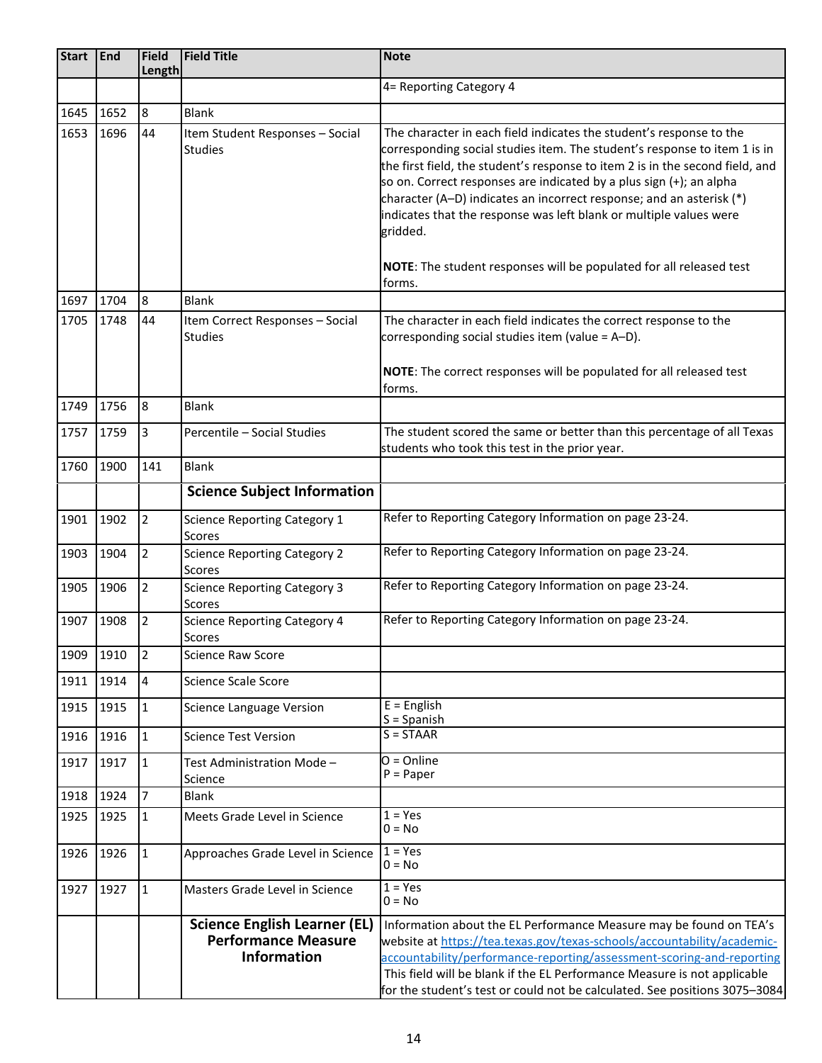| Start | End | Field Length | Field Title | Note |
|---|---|---|---|---|
| | | | | 4= Reporting Category 4 |
| 1645 | 1652 | 8 | Blank | |
| 1653 | 1696 | 44 | Item Student Responses – Social Studies | The character in each field indicates the student's response to the corresponding social studies item. The student's response to item 1 is in the first field, the student's response to item 2 is in the second field, and so on. Correct responses are indicated by a plus sign (+); an alpha character (A–D) indicates an incorrect response; and an asterisk (*) indicates that the response was left blank or multiple values were gridded.<br><br>**NOTE**: The student responses will be populated for all released test forms. |
| 1697 | 1704 | 8 | Blank | |
| 1705 | 1748 | 44 | Item Correct Responses – Social Studies | The character in each field indicates the correct response to the corresponding social studies item (value = A–D).<br><br>**NOTE**: The correct responses will be populated for all released test forms. |
| 1749 | 1756 | 8 | Blank | |
| 1757 | 1759 | 3 | Percentile – Social Studies | The student scored the same or better than this percentage of all Texas students who took this test in the prior year. |
| 1760 | 1900 | 141 | Blank | |
| | | | **Science Subject Information** | |
| 1901 | 1902 | 2 | Science Reporting Category 1 Scores | Refer to Reporting Category Information on page 23-24. |
| 1903 | 1904 | 2 | Science Reporting Category 2 Scores | Refer to Reporting Category Information on page 23-24. |
| 1905 | 1906 | 2 | Science Reporting Category 3 Scores | Refer to Reporting Category Information on page 23-24. |
| 1907 | 1908 | 2 | Science Reporting Category 4 Scores | Refer to Reporting Category Information on page 23-24. |
| 1909 | 1910 | 2 | Science Raw Score | |
| 1911 | 1914 | 4 | Science Scale Score | |
| 1915 | 1915 | 1 | Science Language Version | E = English<br>S = Spanish |
| 1916 | 1916 | 1 | Science Test Version | S = STAAR |
| 1917 | 1917 | 1 | Test Administration Mode – Science | O = Online<br>P = Paper |
| 1918 | 1924 | 7 | Blank | |
| 1925 | 1925 | 1 | Meets Grade Level in Science | 1 = Yes<br>0 = No |
| 1926 | 1926 | 1 | Approaches Grade Level in Science | 1 = Yes<br>0 = No |
| 1927 | 1927 | 1 | Masters Grade Level in Science | 1 = Yes<br>0 = No |
| | | | **Science English Learner (EL) Performance Measure Information** | Information about the EL Performance Measure may be found on TEA's website at https://tea.texas.gov/texas-schools/accountability/academic-accountability/performance-reporting/assessment-scoring-and-reporting<br>This field will be blank if the EL Performance Measure is not applicable for the student's test or could not be calculated. See positions 3075–3084 |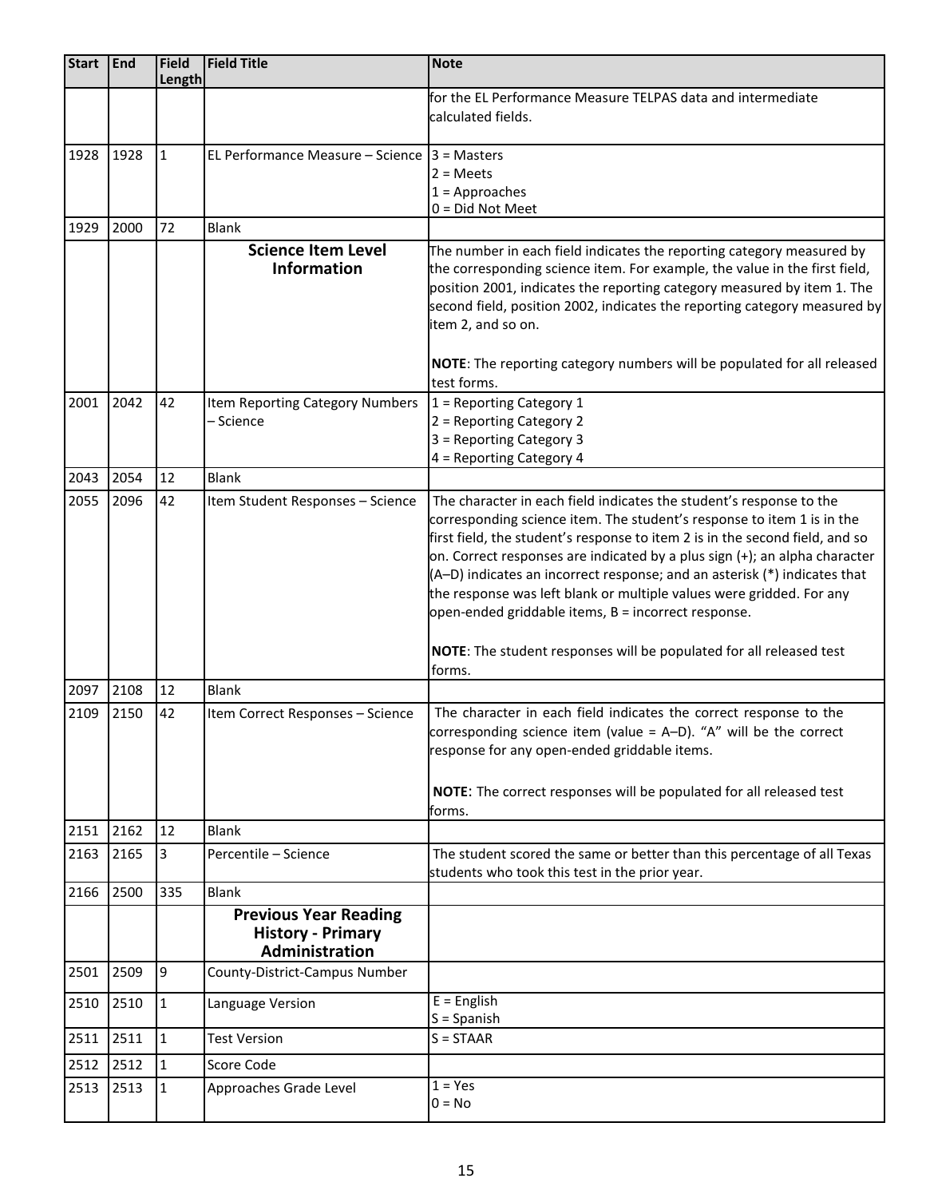| Start | End | Field Length | Field Title | Note |
|---|---|---|---|---|
| | | | | for the EL Performance Measure TELPAS data and intermediate calculated fields. |
| 1928 | 1928 | 1 | EL Performance Measure – Science | 3 = Masters<br>2 = Meets<br>1 = Approaches<br>0 = Did Not Meet |
| 1929 | 2000 | 72 | Blank | |
| | | | **Science Item Level Information** | The number in each field indicates the reporting category measured by the corresponding science item. For example, the value in the first field, position 2001, indicates the reporting category measured by item 1. The second field, position 2002, indicates the reporting category measured by item 2, and so on.<br><br>**NOTE**: The reporting category numbers will be populated for all released test forms. |
| 2001 | 2042 | 42 | Item Reporting Category Numbers – Science | 1 = Reporting Category 1<br>2 = Reporting Category 2<br>3 = Reporting Category 3<br>4 = Reporting Category 4 |
| 2043 | 2054 | 12 | Blank | |
| 2055 | 2096 | 42 | Item Student Responses – Science | The character in each field indicates the student's response to the corresponding science item. The student's response to item 1 is in the first field, the student's response to item 2 is in the second field, and so on. Correct responses are indicated by a plus sign (+); an alpha character (A–D) indicates an incorrect response; and an asterisk (*) indicates that the response was left blank or multiple values were gridded. For any open-ended griddable items, B = incorrect response.<br><br>**NOTE**: The student responses will be populated for all released test forms. |
| 2097 | 2108 | 12 | Blank | |
| 2109 | 2150 | 42 | Item Correct Responses – Science | The character in each field indicates the correct response to the corresponding science item (value = A–D). "A" will be the correct response for any open-ended griddable items.<br><br>**NOTE**: The correct responses will be populated for all released test forms. |
| 2151 | 2162 | 12 | Blank | |
| 2163 | 2165 | 3 | Percentile – Science | The student scored the same or better than this percentage of all Texas students who took this test in the prior year. |
| 2166 | 2500 | 335 | Blank | |
| | | | **Previous Year Reading History - Primary Administration** | |
| 2501 | 2509 | 9 | County-District-Campus Number | |
| 2510 | 2510 | 1 | Language Version | E = English<br>S = Spanish |
| 2511 | 2511 | 1 | Test Version | S = STAAR |
| 2512 | 2512 | 1 | Score Code | |
| 2513 | 2513 | 1 | Approaches Grade Level | 1 = Yes<br>0 = No |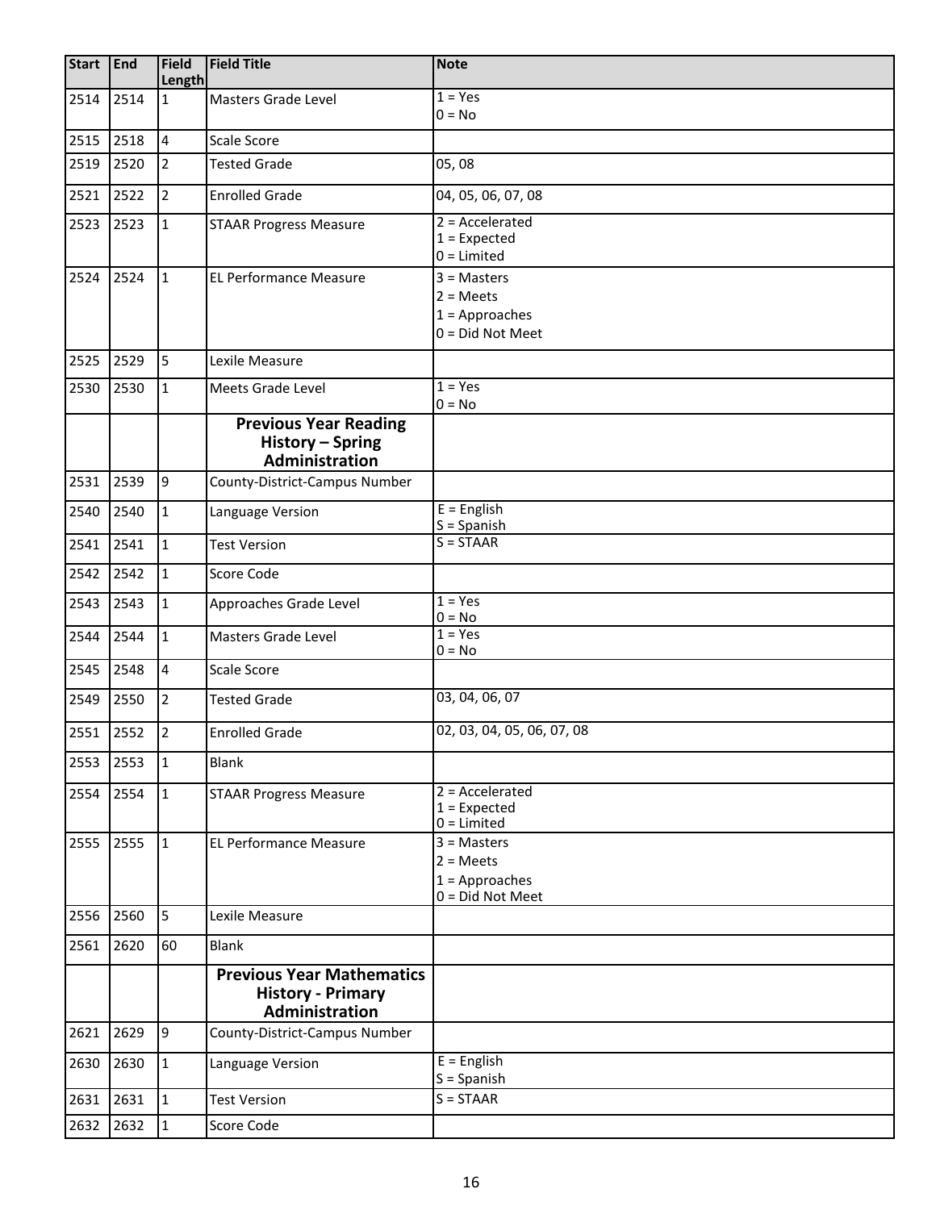| Start | End | Field Length | Field Title | Note |
|---|---|---|---|---|
| 2514 | 2514 | 1 | Masters Grade Level | 1 = Yes<br>0 = No |
| 2515 | 2518 | 4 | Scale Score | |
| 2519 | 2520 | 2 | Tested Grade | 05, 08 |
| 2521 | 2522 | 2 | Enrolled Grade | 04, 05, 06, 07, 08 |
| 2523 | 2523 | 1 | STAAR Progress Measure | 2 = Accelerated<br>1 = Expected<br>0 = Limited |
| 2524 | 2524 | 1 | EL Performance Measure | 3 = Masters<br>2 = Meets<br>1 = Approaches<br>0 = Did Not Meet |
| 2525 | 2529 | 5 | Lexile Measure | |
| 2530 | 2530 | 1 | Meets Grade Level | 1 = Yes<br>0 = No |
| | | | **Previous Year Reading History – Spring Administration** | |
| 2531 | 2539 | 9 | County-District-Campus Number | |
| 2540 | 2540 | 1 | Language Version | E = English<br>S = Spanish |
| 2541 | 2541 | 1 | Test Version | S = STAAR |
| 2542 | 2542 | 1 | Score Code | |
| 2543 | 2543 | 1 | Approaches Grade Level | 1 = Yes<br>0 = No |
| 2544 | 2544 | 1 | Masters Grade Level | 1 = Yes<br>0 = No |
| 2545 | 2548 | 4 | Scale Score | |
| 2549 | 2550 | 2 | Tested Grade | 03, 04, 06, 07 |
| 2551 | 2552 | 2 | Enrolled Grade | 02, 03, 04, 05, 06, 07, 08 |
| 2553 | 2553 | 1 | Blank | |
| 2554 | 2554 | 1 | STAAR Progress Measure | 2 = Accelerated<br>1 = Expected<br>0 = Limited |
| 2555 | 2555 | 1 | EL Performance Measure | 3 = Masters<br>2 = Meets<br>1 = Approaches<br>0 = Did Not Meet |
| 2556 | 2560 | 5 | Lexile Measure | |
| 2561 | 2620 | 60 | Blank | |
| | | | **Previous Year Mathematics History - Primary Administration** | |
| 2621 | 2629 | 9 | County-District-Campus Number | |
| 2630 | 2630 | 1 | Language Version | E = English<br>S = Spanish |
| 2631 | 2631 | 1 | Test Version | S = STAAR |
| 2632 | 2632 | 1 | Score Code | |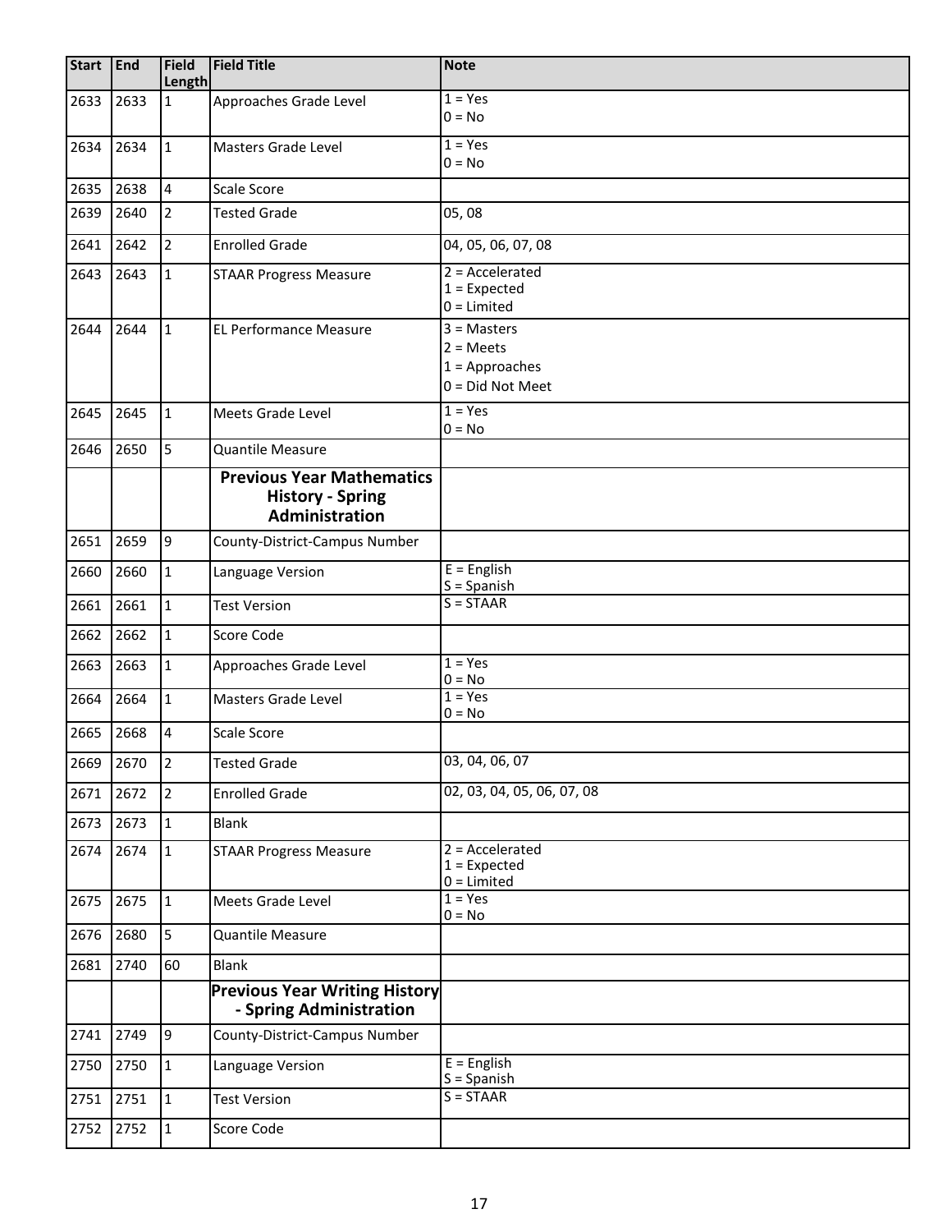| Start | End | Field Length | Field Title | Note |
|---|---|---|---|---|
| 2633 | 2633 | 1 | Approaches Grade Level | 1 = Yes<br>0 = No |
| 2634 | 2634 | 1 | Masters Grade Level | 1 = Yes<br>0 = No |
| 2635 | 2638 | 4 | Scale Score | |
| 2639 | 2640 | 2 | Tested Grade | 05, 08 |
| 2641 | 2642 | 2 | Enrolled Grade | 04, 05, 06, 07, 08 |
| 2643 | 2643 | 1 | STAAR Progress Measure | 2 = Accelerated<br>1 = Expected<br>0 = Limited |
| 2644 | 2644 | 1 | EL Performance Measure | 3 = Masters<br>2 = Meets<br>1 = Approaches<br>0 = Did Not Meet |
| 2645 | 2645 | 1 | Meets Grade Level | 1 = Yes<br>0 = No |
| 2646 | 2650 | 5 | Quantile Measure | |
| | | | **Previous Year Mathematics History - Spring Administration** | |
| 2651 | 2659 | 9 | County-District-Campus Number | |
| 2660 | 2660 | 1 | Language Version | E = English<br>S = Spanish |
| 2661 | 2661 | 1 | Test Version | S = STAAR |
| 2662 | 2662 | 1 | Score Code | |
| 2663 | 2663 | 1 | Approaches Grade Level | 1 = Yes<br>0 = No |
| 2664 | 2664 | 1 | Masters Grade Level | 1 = Yes<br>0 = No |
| 2665 | 2668 | 4 | Scale Score | |
| 2669 | 2670 | 2 | Tested Grade | 03, 04, 06, 07 |
| 2671 | 2672 | 2 | Enrolled Grade | 02, 03, 04, 05, 06, 07, 08 |
| 2673 | 2673 | 1 | Blank | |
| 2674 | 2674 | 1 | STAAR Progress Measure | 2 = Accelerated<br>1 = Expected<br>0 = Limited |
| 2675 | 2675 | 1 | Meets Grade Level | 1 = Yes<br>0 = No |
| 2676 | 2680 | 5 | Quantile Measure | |
| 2681 | 2740 | 60 | Blank | |
| | | | **Previous Year Writing History - Spring Administration** | |
| 2741 | 2749 | 9 | County-District-Campus Number | |
| 2750 | 2750 | 1 | Language Version | E = English<br>S = Spanish |
| 2751 | 2751 | 1 | Test Version | S = STAAR |
| 2752 | 2752 | 1 | Score Code | |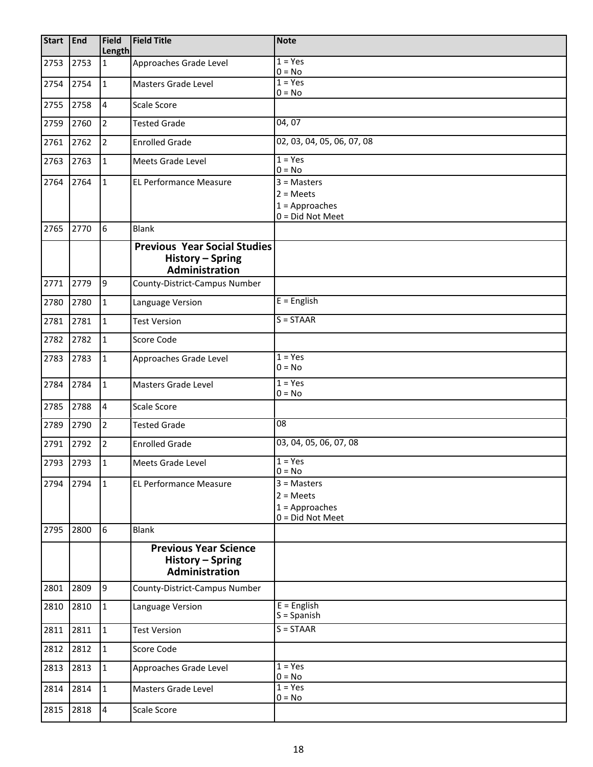| Start | End | Field Length | Field Title | Note |
|---|---|---|---|---|
| 2753 | 2753 | 1 | Approaches Grade Level | 1 = Yes<br>0 = No |
| 2754 | 2754 | 1 | Masters Grade Level | 1 = Yes<br>0 = No |
| 2755 | 2758 | 4 | Scale Score | |
| 2759 | 2760 | 2 | Tested Grade | 04, 07 |
| 2761 | 2762 | 2 | Enrolled Grade | 02, 03, 04, 05, 06, 07, 08 |
| 2763 | 2763 | 1 | Meets Grade Level | 1 = Yes<br>0 = No |
| 2764 | 2764 | 1 | EL Performance Measure | 3 = Masters<br>2 = Meets<br>1 = Approaches<br>0 = Did Not Meet |
| 2765 | 2770 | 6 | Blank | |
| | | | **Previous Year Social Studies History – Spring Administration** | |
| 2771 | 2779 | 9 | County-District-Campus Number | |
| 2780 | 2780 | 1 | Language Version | E = English |
| 2781 | 2781 | 1 | Test Version | S = STAAR |
| 2782 | 2782 | 1 | Score Code | |
| 2783 | 2783 | 1 | Approaches Grade Level | 1 = Yes<br>0 = No |
| 2784 | 2784 | 1 | Masters Grade Level | 1 = Yes<br>0 = No |
| 2785 | 2788 | 4 | Scale Score | |
| 2789 | 2790 | 2 | Tested Grade | 08 |
| 2791 | 2792 | 2 | Enrolled Grade | 03, 04, 05, 06, 07, 08 |
| 2793 | 2793 | 1 | Meets Grade Level | 1 = Yes<br>0 = No |
| 2794 | 2794 | 1 | EL Performance Measure | 3 = Masters<br>2 = Meets<br>1 = Approaches<br>0 = Did Not Meet |
| 2795 | 2800 | 6 | Blank | |
| | | | **Previous Year Science History – Spring Administration** | |
| 2801 | 2809 | 9 | County-District-Campus Number | |
| 2810 | 2810 | 1 | Language Version | E = English<br>S = Spanish |
| 2811 | 2811 | 1 | Test Version | S = STAAR |
| 2812 | 2812 | 1 | Score Code | |
| 2813 | 2813 | 1 | Approaches Grade Level | 1 = Yes<br>0 = No |
| 2814 | 2814 | 1 | Masters Grade Level | 1 = Yes<br>0 = No |
| 2815 | 2818 | 4 | Scale Score | |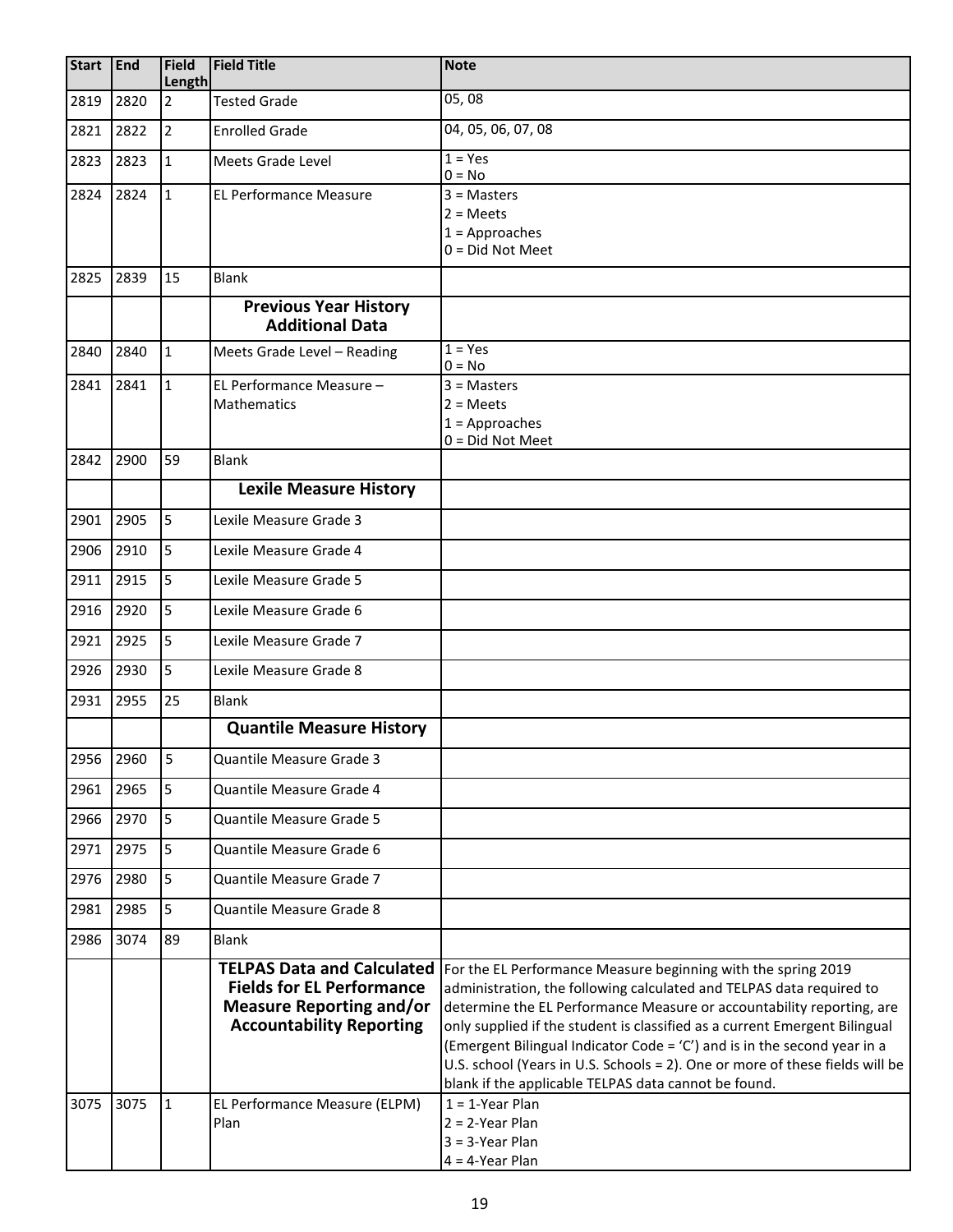| Start | End | Field Length | Field Title | Note |
|---|---|---|---|---|
| 2819 | 2820 | 2 | Tested Grade | 05, 08 |
| 2821 | 2822 | 2 | Enrolled Grade | 04, 05, 06, 07, 08 |
| 2823 | 2823 | 1 | Meets Grade Level | 1 = Yes<br>0 = No |
| 2824 | 2824 | 1 | EL Performance Measure | 3 = Masters<br>2 = Meets<br>1 = Approaches<br>0 = Did Not Meet |
| 2825 | 2839 | 15 | Blank | |
| | | | **Previous Year History Additional Data** | |
| 2840 | 2840 | 1 | Meets Grade Level – Reading | 1 = Yes<br>0 = No |
| 2841 | 2841 | 1 | EL Performance Measure – Mathematics | 3 = Masters<br>2 = Meets<br>1 = Approaches<br>0 = Did Not Meet |
| 2842 | 2900 | 59 | Blank | |
| | | | **Lexile Measure History** | |
| 2901 | 2905 | 5 | Lexile Measure Grade 3 | |
| 2906 | 2910 | 5 | Lexile Measure Grade 4 | |
| 2911 | 2915 | 5 | Lexile Measure Grade 5 | |
| 2916 | 2920 | 5 | Lexile Measure Grade 6 | |
| 2921 | 2925 | 5 | Lexile Measure Grade 7 | |
| 2926 | 2930 | 5 | Lexile Measure Grade 8 | |
| 2931 | 2955 | 25 | Blank | |
| | | | **Quantile Measure History** | |
| 2956 | 2960 | 5 | Quantile Measure Grade 3 | |
| 2961 | 2965 | 5 | Quantile Measure Grade 4 | |
| 2966 | 2970 | 5 | Quantile Measure Grade 5 | |
| 2971 | 2975 | 5 | Quantile Measure Grade 6 | |
| 2976 | 2980 | 5 | Quantile Measure Grade 7 | |
| 2981 | 2985 | 5 | Quantile Measure Grade 8 | |
| 2986 | 3074 | 89 | Blank | |
| | | | **TELPAS Data and Calculated Fields for EL Performance Measure Reporting and/or Accountability Reporting** | For the EL Performance Measure beginning with the spring 2019 administration, the following calculated and TELPAS data required to determine the EL Performance Measure or accountability reporting, are only supplied if the student is classified as a current Emergent Bilingual (Emergent Bilingual Indicator Code = 'C') and is in the second year in a U.S. school (Years in U.S. Schools = 2). One or more of these fields will be blank if the applicable TELPAS data cannot be found. |
| 3075 | 3075 | 1 | EL Performance Measure (ELPM) Plan | 1 = 1-Year Plan<br>2 = 2-Year Plan<br>3 = 3-Year Plan<br>4 = 4-Year Plan |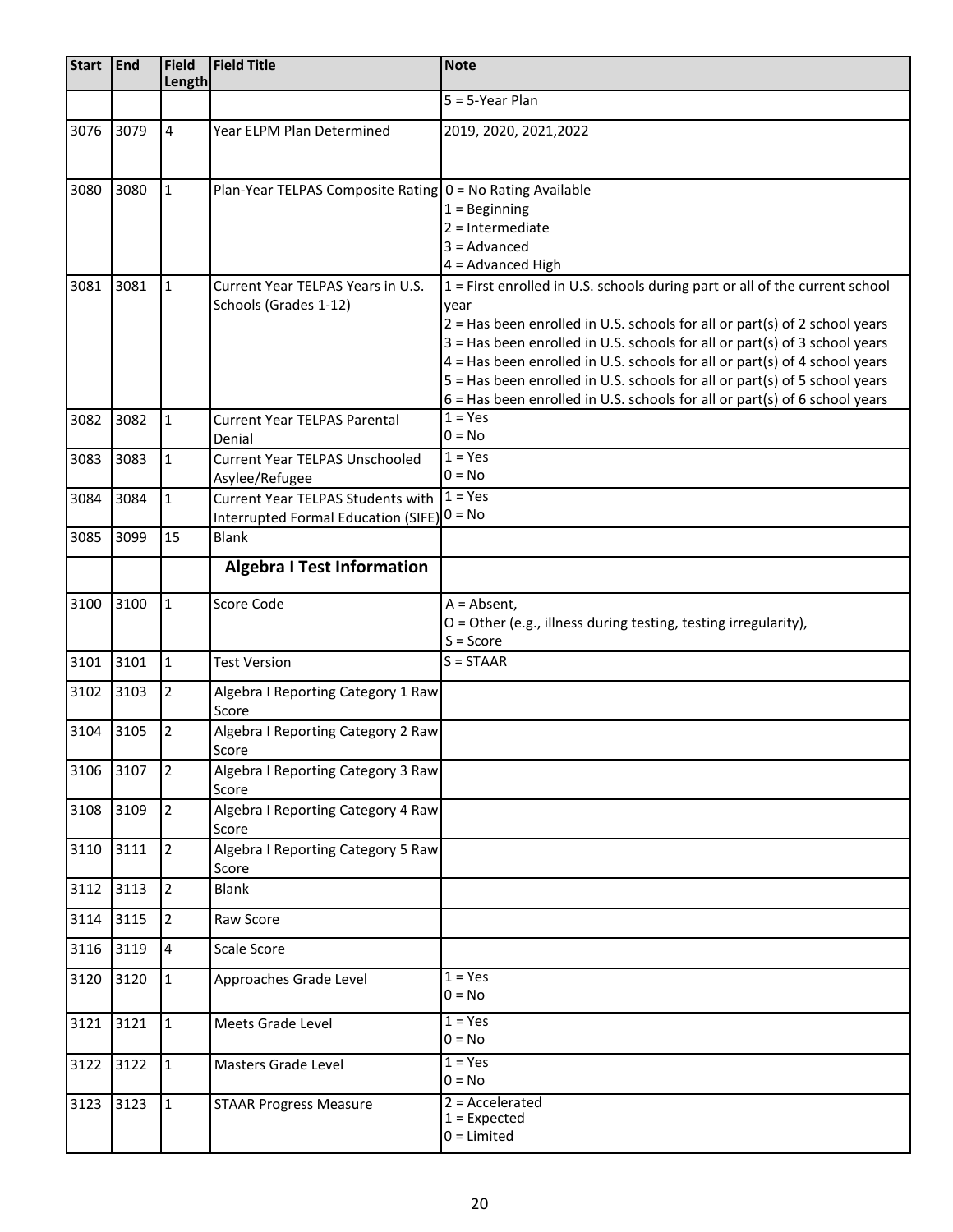| Start | End | Field Length | Field Title | Note |
|---|---|---|---|---|
| | | | | 5 = 5-Year Plan |
| 3076 | 3079 | 4 | Year ELPM Plan Determined | 2019, 2020, 2021,2022 |
| 3080 | 3080 | 1 | Plan-Year TELPAS Composite Rating | 0 = No Rating Available<br>1 = Beginning<br>2 = Intermediate<br>3 = Advanced<br>4 = Advanced High |
| 3081 | 3081 | 1 | Current Year TELPAS Years in U.S. Schools (Grades 1-12) | 1 = First enrolled in U.S. schools during part or all of the current school year<br>2 = Has been enrolled in U.S. schools for all or part(s) of 2 school years<br>3 = Has been enrolled in U.S. schools for all or part(s) of 3 school years<br>4 = Has been enrolled in U.S. schools for all or part(s) of 4 school years<br>5 = Has been enrolled in U.S. schools for all or part(s) of 5 school years<br>6 = Has been enrolled in U.S. schools for all or part(s) of 6 school years |
| 3082 | 3082 | 1 | Current Year TELPAS Parental Denial | 1 = Yes<br>0 = No |
| 3083 | 3083 | 1 | Current Year TELPAS Unschooled Asylee/Refugee | 1 = Yes<br>0 = No |
| 3084 | 3084 | 1 | Current Year TELPAS Students with Interrupted Formal Education (SIFE) | 1 = Yes<br>0 = No |
| 3085 | 3099 | 15 | Blank | |
| | | | **Algebra I Test Information** | |
| 3100 | 3100 | 1 | Score Code | A = Absent,<br>O = Other (e.g., illness during testing, testing irregularity),<br>S = Score |
| 3101 | 3101 | 1 | Test Version | S = STAAR |
| 3102 | 3103 | 2 | Algebra I Reporting Category 1 Raw Score | |
| 3104 | 3105 | 2 | Algebra I Reporting Category 2 Raw Score | |
| 3106 | 3107 | 2 | Algebra I Reporting Category 3 Raw Score | |
| 3108 | 3109 | 2 | Algebra I Reporting Category 4 Raw Score | |
| 3110 | 3111 | 2 | Algebra I Reporting Category 5 Raw Score | |
| 3112 | 3113 | 2 | Blank | |
| 3114 | 3115 | 2 | Raw Score | |
| 3116 | 3119 | 4 | Scale Score | |
| 3120 | 3120 | 1 | Approaches Grade Level | 1 = Yes<br>0 = No |
| 3121 | 3121 | 1 | Meets Grade Level | 1 = Yes<br>0 = No |
| 3122 | 3122 | 1 | Masters Grade Level | 1 = Yes<br>0 = No |
| 3123 | 3123 | 1 | STAAR Progress Measure | 2 = Accelerated<br>1 = Expected<br>0 = Limited |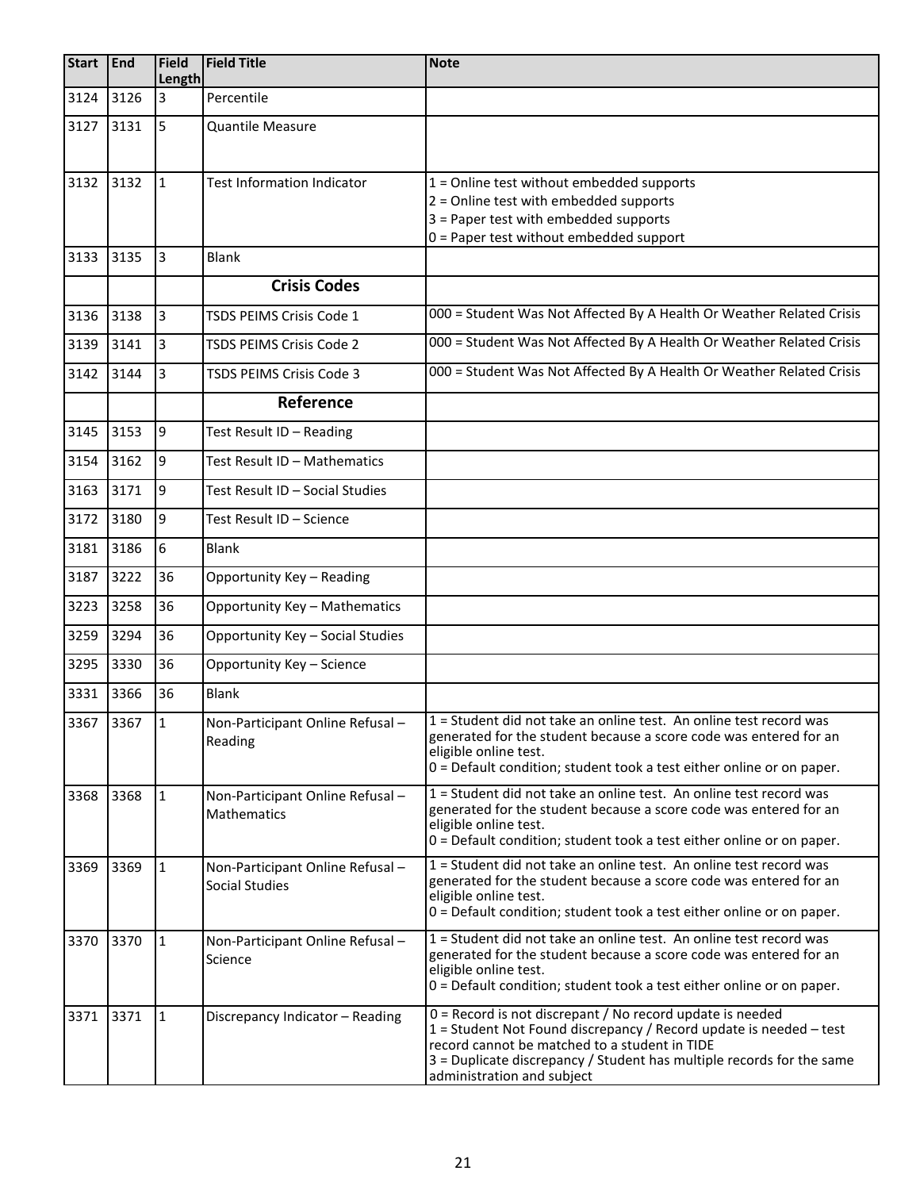| Start | End | Field Length | Field Title | Note |
|---|---|---|---|---|
| 3124 | 3126 | 3 | Percentile | |
| 3127 | 3131 | 5 | Quantile Measure | |
| 3132 | 3132 | 1 | Test Information Indicator | 1 = Online test without embedded supports<br>2 = Online test with embedded supports<br>3 = Paper test with embedded supports<br>0 = Paper test without embedded support |
| 3133 | 3135 | 3 | Blank | |
| | | | **Crisis Codes** | |
| 3136 | 3138 | 3 | TSDS PEIMS Crisis Code 1 | 000 = Student Was Not Affected By A Health Or Weather Related Crisis |
| 3139 | 3141 | 3 | TSDS PEIMS Crisis Code 2 | 000 = Student Was Not Affected By A Health Or Weather Related Crisis |
| 3142 | 3144 | 3 | TSDS PEIMS Crisis Code 3 | 000 = Student Was Not Affected By A Health Or Weather Related Crisis |
| | | | **Reference** | |
| 3145 | 3153 | 9 | Test Result ID – Reading | |
| 3154 | 3162 | 9 | Test Result ID – Mathematics | |
| 3163 | 3171 | 9 | Test Result ID – Social Studies | |
| 3172 | 3180 | 9 | Test Result ID – Science | |
| 3181 | 3186 | 6 | Blank | |
| 3187 | 3222 | 36 | Opportunity Key – Reading | |
| 3223 | 3258 | 36 | Opportunity Key – Mathematics | |
| 3259 | 3294 | 36 | Opportunity Key – Social Studies | |
| 3295 | 3330 | 36 | Opportunity Key – Science | |
| 3331 | 3366 | 36 | Blank | |
| 3367 | 3367 | 1 | Non-Participant Online Refusal – Reading | 1 = Student did not take an online test. An online test record was generated for the student because a score code was entered for an eligible online test.<br>0 = Default condition; student took a test either online or on paper. |
| 3368 | 3368 | 1 | Non-Participant Online Refusal – Mathematics | 1 = Student did not take an online test. An online test record was generated for the student because a score code was entered for an eligible online test.<br>0 = Default condition; student took a test either online or on paper. |
| 3369 | 3369 | 1 | Non-Participant Online Refusal – Social Studies | 1 = Student did not take an online test. An online test record was generated for the student because a score code was entered for an eligible online test.<br>0 = Default condition; student took a test either online or on paper. |
| 3370 | 3370 | 1 | Non-Participant Online Refusal – Science | 1 = Student did not take an online test. An online test record was generated for the student because a score code was entered for an eligible online test.<br>0 = Default condition; student took a test either online or on paper. |
| 3371 | 3371 | 1 | Discrepancy Indicator – Reading | 0 = Record is not discrepant / No record update is needed<br>1 = Student Not Found discrepancy / Record update is needed – test record cannot be matched to a student in TIDE<br>3 = Duplicate discrepancy / Student has multiple records for the same administration and subject |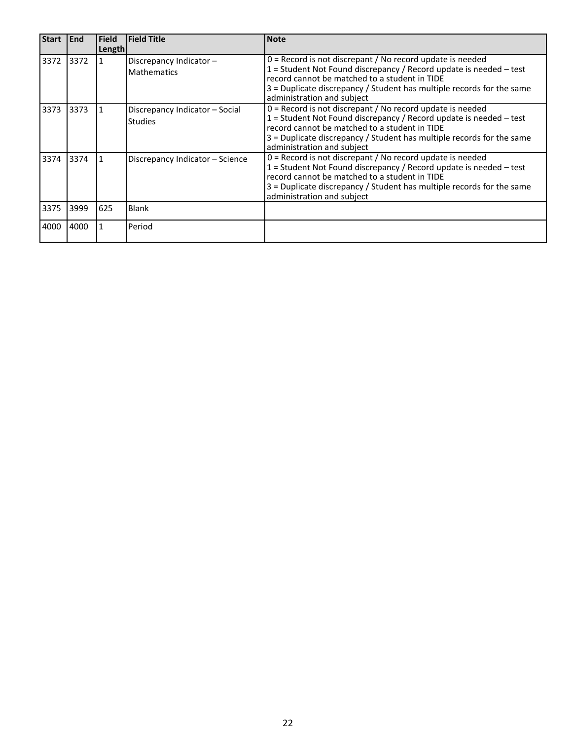| Start | End | Field Length | Field Title | Note |
|---|---|---|---|---|
| 3372 | 3372 | 1 | Discrepancy Indicator – Mathematics | 0 = Record is not discrepant / No record update is needed<br>1 = Student Not Found discrepancy / Record update is needed – test record cannot be matched to a student in TIDE<br>3 = Duplicate discrepancy / Student has multiple records for the same administration and subject |
| 3373 | 3373 | 1 | Discrepancy Indicator – Social Studies | 0 = Record is not discrepant / No record update is needed<br>1 = Student Not Found discrepancy / Record update is needed – test record cannot be matched to a student in TIDE<br>3 = Duplicate discrepancy / Student has multiple records for the same administration and subject |
| 3374 | 3374 | 1 | Discrepancy Indicator – Science | 0 = Record is not discrepant / No record update is needed<br>1 = Student Not Found discrepancy / Record update is needed – test record cannot be matched to a student in TIDE<br>3 = Duplicate discrepancy / Student has multiple records for the same administration and subject |
| 3375 | 3999 | 625 | Blank | |
| 4000 | 4000 | 1 | Period | |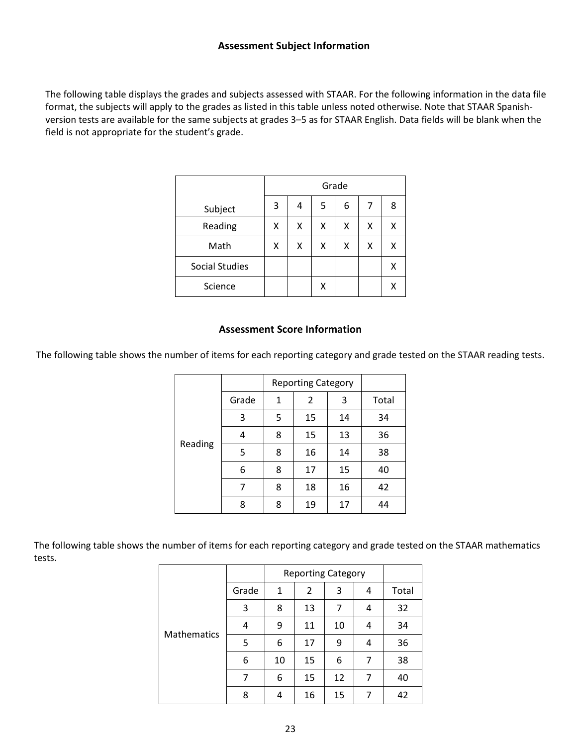## Assessment Subject Information

The following table displays the grades and subjects assessed with STAAR. For the following information in the data file format, the subjects will apply to the grades as listed in this table unless noted otherwise. Note that STAAR Spanish-version tests are available for the same subjects at grades 3–5 as for STAAR English. Data fields will be blank when the field is not appropriate for the student's grade.

| Subject | Grade | | | | | |
|---|---|---|---|---|---|---|
| | 3 | 4 | 5 | 6 | 7 | 8 |
| Reading | X | X | X | X | X | X |
| Math | X | X | X | X | X | X |
| Social Studies | | | | | | X |
| Science | | | X | | | X |

## Assessment Score Information

The following table shows the number of items for each reporting category and grade tested on the STAAR reading tests.

| | | Reporting Category | | | |
|---|---|---|---|---|---|
| | Grade | 1 | 2 | 3 | Total |
| Reading | 3 | 5 | 15 | 14 | 34 |
| | 4 | 8 | 15 | 13 | 36 |
| | 5 | 8 | 16 | 14 | 38 |
| | 6 | 8 | 17 | 15 | 40 |
| | 7 | 8 | 18 | 16 | 42 |
| | 8 | 8 | 19 | 17 | 44 |

The following table shows the number of items for each reporting category and grade tested on the STAAR mathematics tests.

| | | Reporting Category | | | | |
|---|---|---|---|---|---|---|
| | Grade | 1 | 2 | 3 | 4 | Total |
| Mathematics | 3 | 8 | 13 | 7 | 4 | 32 |
| | 4 | 9 | 11 | 10 | 4 | 34 |
| | 5 | 6 | 17 | 9 | 4 | 36 |
| | 6 | 10 | 15 | 6 | 7 | 38 |
| | 7 | 6 | 15 | 12 | 7 | 40 |
| | 8 | 4 | 16 | 15 | 7 | 42 |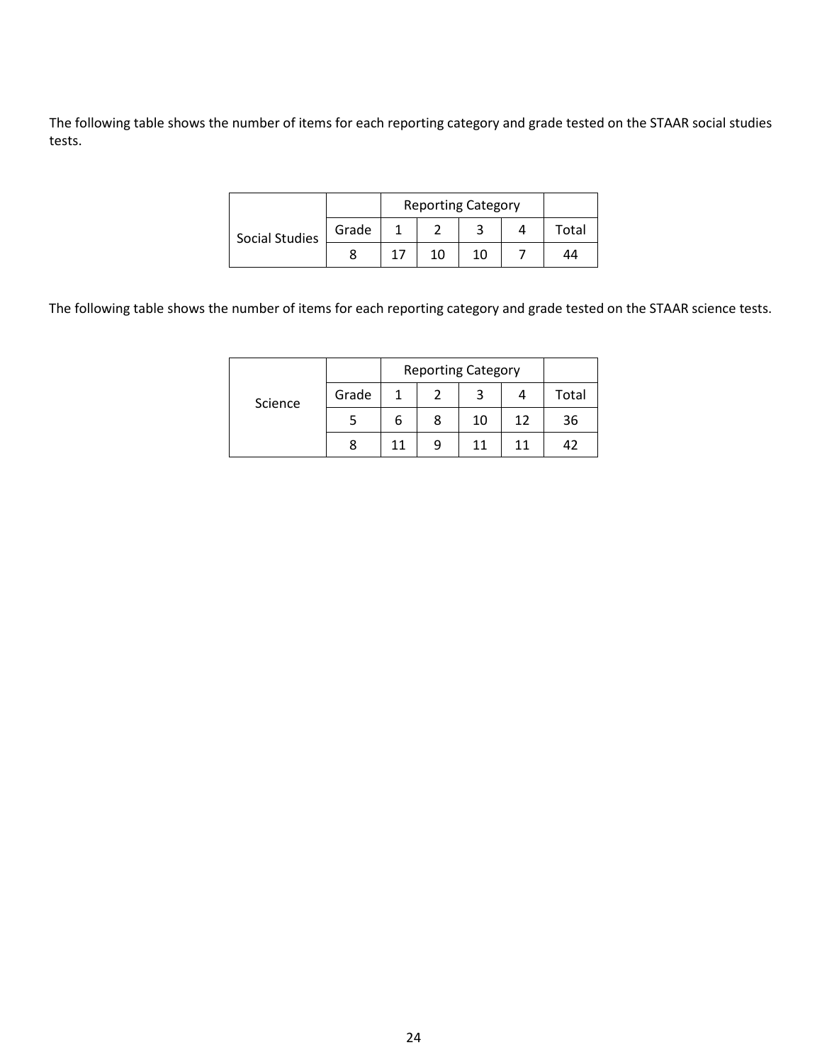The following table shows the number of items for each reporting category and grade tested on the STAAR social studies tests.

| | | Reporting Category | | | | |
|---|---|---|---|---|---|---|
| Social Studies | Grade | 1 | 2 | 3 | 4 | Total |
| | 8 | 17 | 10 | 10 | 7 | 44 |

The following table shows the number of items for each reporting category and grade tested on the STAAR science tests.

| | | Reporting Category | | | | |
|---|---|---|---|---|---|---|
| Science | Grade | 1 | 2 | 3 | 4 | Total |
| | 5 | 6 | 8 | 10 | 12 | 36 |
| | 8 | 11 | 9 | 11 | 11 | 42 |